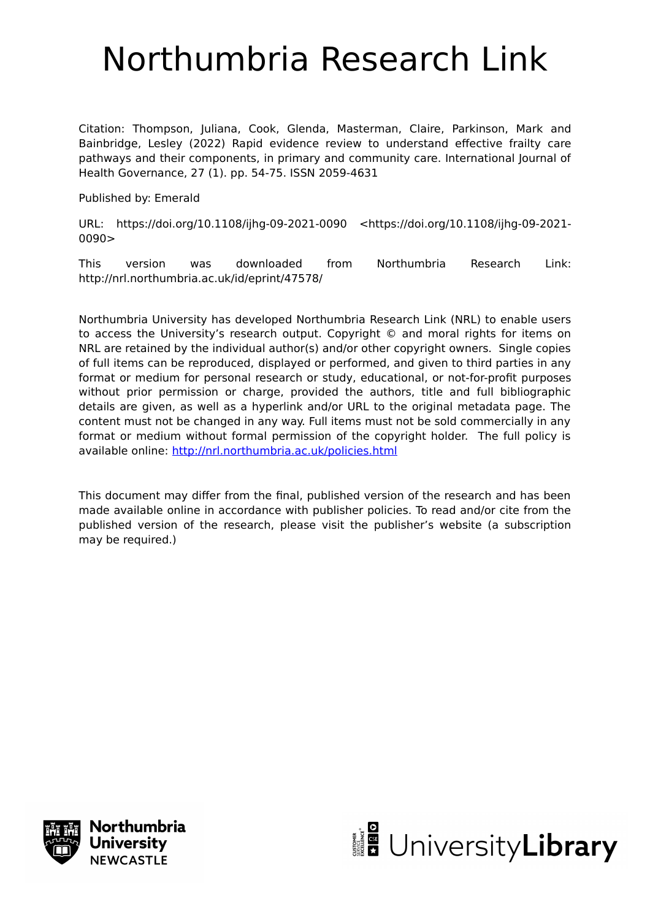# Northumbria Research Link

Citation: Thompson, Juliana, Cook, Glenda, Masterman, Claire, Parkinson, Mark and Bainbridge, Lesley (2022) Rapid evidence review to understand effective frailty care pathways and their components, in primary and community care. International Journal of Health Governance, 27 (1). pp. 54-75. ISSN 2059-4631

Published by: Emerald

URL: https://doi.org/10.1108/ijhg-09-2021-0090 <https://doi.org/10.1108/ijhg-09-2021-0090>

This version was downloaded from Northumbria Research Link: http://nrl.northumbria.ac.uk/id/eprint/47578/

Northumbria University has developed Northumbria Research Link (NRL) to enable users to access the University's research output. Copyright © and moral rights for items on NRL are retained by the individual author(s) and/or other copyright owners. Single copies of full items can be reproduced, displayed or performed, and given to third parties in any format or medium for personal research or study, educational, or not-for-profit purposes without prior permission or charge, provided the authors, title and full bibliographic details are given, as well as a hyperlink and/or URL to the original metadata page. The content must not be changed in any way. Full items must not be sold commercially in any format or medium without formal permission of the copyright holder. The full policy is available online: http://nrl.northumbria.ac.uk/policies.html

This document may differ from the final, published version of the research and has been made available online in accordance with publisher policies. To read and/or cite from the published version of the research, please visit the publisher's website (a subscription may be required.)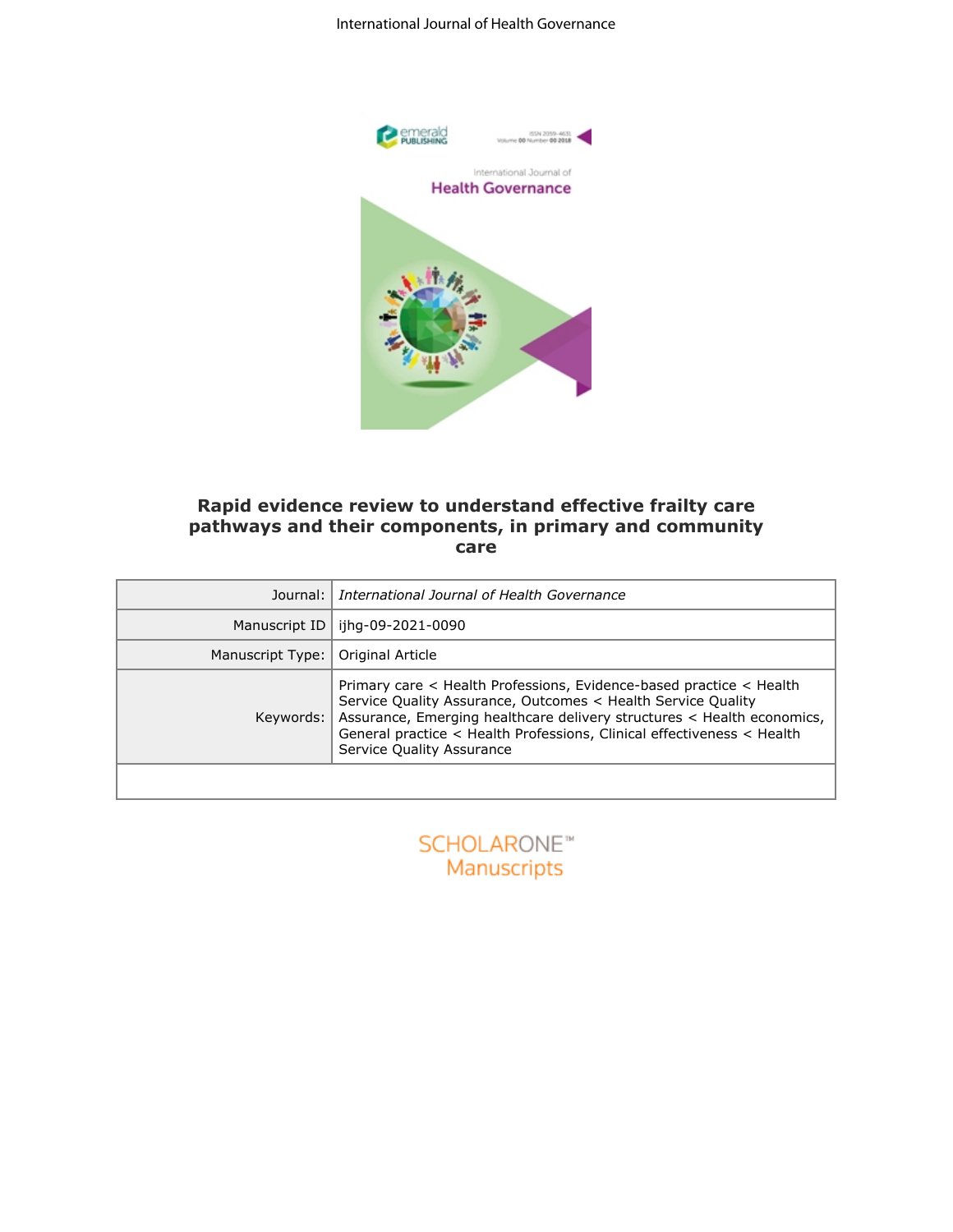# Rapid evidence review to understand effective frailty care pathways and their components, in primary and community care

| | |
|---|---|
| Journal: | *International Journal of Health Governance* |
| Manuscript ID | ijhg-09-2021-0090 |
| Manuscript Type: | Original Article |
| Keywords: | Primary care < Health Professions, Evidence-based practice < Health Service Quality Assurance, Outcomes < Health Service Quality Assurance, Emerging healthcare delivery structures < Health economics, General practice < Health Professions, Clinical effectiveness < Health Service Quality Assurance |
| | |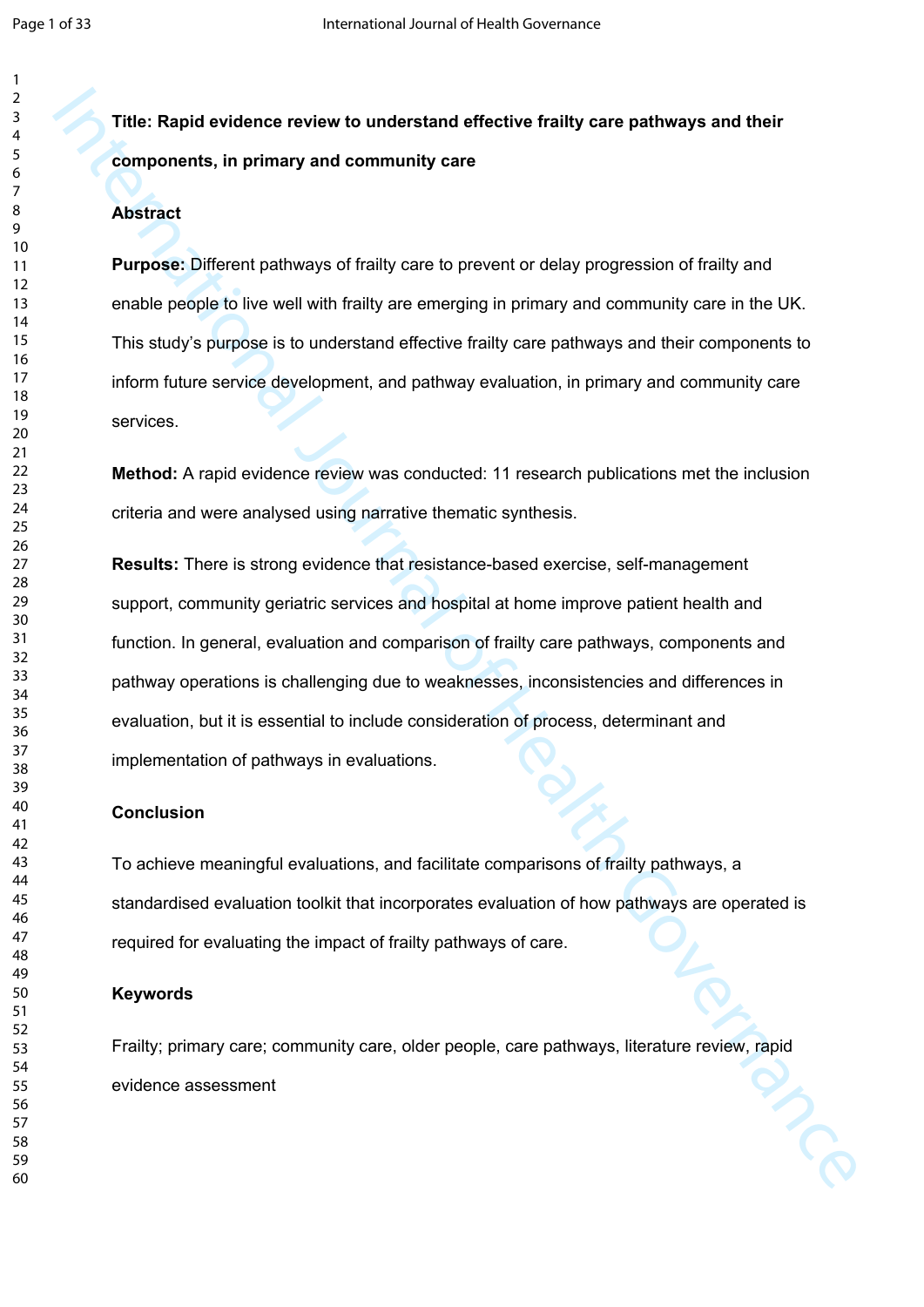**Title: Rapid evidence review to understand effective frailty care pathways and their components, in primary and community care**

**Abstract**

**Purpose:** Different pathways of frailty care to prevent or delay progression of frailty and enable people to live well with frailty are emerging in primary and community care in the UK. This study's purpose is to understand effective frailty care pathways and their components to inform future service development, and pathway evaluation, in primary and community care services.

**Method:** A rapid evidence review was conducted: 11 research publications met the inclusion criteria and were analysed using narrative thematic synthesis.

**Results:** There is strong evidence that resistance-based exercise, self-management support, community geriatric services and hospital at home improve patient health and function. In general, evaluation and comparison of frailty care pathways, components and pathway operations is challenging due to weaknesses, inconsistencies and differences in evaluation, but it is essential to include consideration of process, determinant and implementation of pathways in evaluations.

**Conclusion**

To achieve meaningful evaluations, and facilitate comparisons of frailty pathways, a standardised evaluation toolkit that incorporates evaluation of how pathways are operated is required for evaluating the impact of frailty pathways of care.

**Keywords**

Frailty; primary care; community care, older people, care pathways, literature review, rapid evidence assessment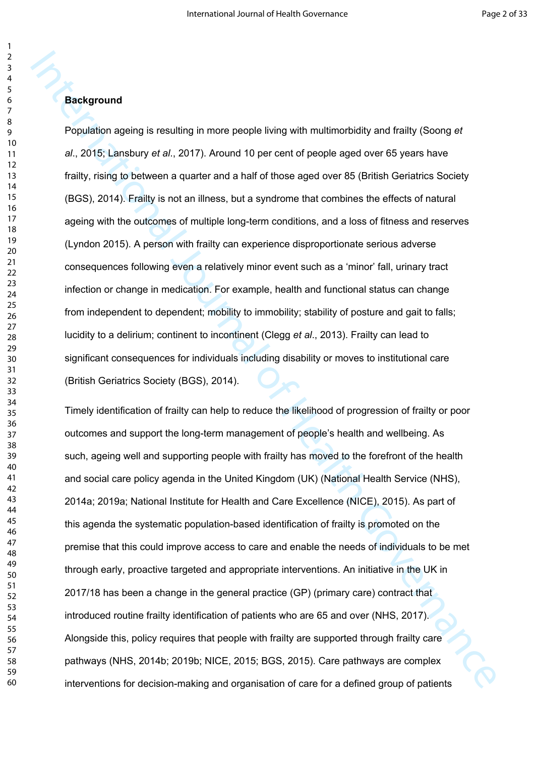## Background

Population ageing is resulting in more people living with multimorbidity and frailty (Soong *et al*., 2015; Lansbury *et al*., 2017). Around 10 per cent of people aged over 65 years have frailty, rising to between a quarter and a half of those aged over 85 (British Geriatrics Society (BGS), 2014). Frailty is not an illness, but a syndrome that combines the effects of natural ageing with the outcomes of multiple long-term conditions, and a loss of fitness and reserves (Lyndon 2015). A person with frailty can experience disproportionate serious adverse consequences following even a relatively minor event such as a 'minor' fall, urinary tract infection or change in medication. For example, health and functional status can change from independent to dependent; mobility to immobility; stability of posture and gait to falls; lucidity to a delirium; continent to incontinent (Clegg *et al*., 2013). Frailty can lead to significant consequences for individuals including disability or moves to institutional care (British Geriatrics Society (BGS), 2014).

Timely identification of frailty can help to reduce the likelihood of progression of frailty or poor outcomes and support the long-term management of people's health and wellbeing. As such, ageing well and supporting people with frailty has moved to the forefront of the health and social care policy agenda in the United Kingdom (UK) (National Health Service (NHS), 2014a; 2019a; National Institute for Health and Care Excellence (NICE), 2015). As part of this agenda the systematic population-based identification of frailty is promoted on the premise that this could improve access to care and enable the needs of individuals to be met through early, proactive targeted and appropriate interventions. An initiative in the UK in 2017/18 has been a change in the general practice (GP) (primary care) contract that introduced routine frailty identification of patients who are 65 and over (NHS, 2017). Alongside this, policy requires that people with frailty are supported through frailty care pathways (NHS, 2014b; 2019b; NICE, 2015; BGS, 2015). Care pathways are complex interventions for decision-making and organisation of care for a defined group of patients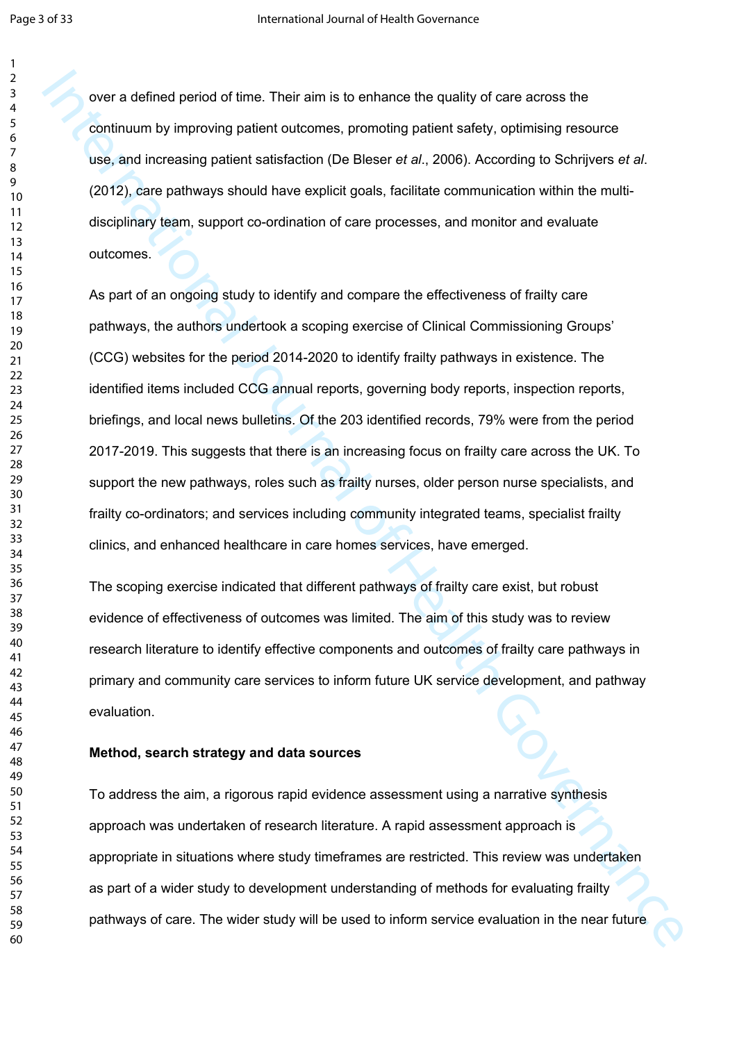over a defined period of time. Their aim is to enhance the quality of care across the continuum by improving patient outcomes, promoting patient safety, optimising resource use, and increasing patient satisfaction (De Bleser *et al*., 2006). According to Schrijvers *et al*. (2012), care pathways should have explicit goals, facilitate communication within the multi-disciplinary team, support co-ordination of care processes, and monitor and evaluate outcomes.

As part of an ongoing study to identify and compare the effectiveness of frailty care pathways, the authors undertook a scoping exercise of Clinical Commissioning Groups' (CCG) websites for the period 2014-2020 to identify frailty pathways in existence. The identified items included CCG annual reports, governing body reports, inspection reports, briefings, and local news bulletins. Of the 203 identified records, 79% were from the period 2017-2019. This suggests that there is an increasing focus on frailty care across the UK. To support the new pathways, roles such as frailty nurses, older person nurse specialists, and frailty co-ordinators; and services including community integrated teams, specialist frailty clinics, and enhanced healthcare in care homes services, have emerged.

The scoping exercise indicated that different pathways of frailty care exist, but robust evidence of effectiveness of outcomes was limited. The aim of this study was to review research literature to identify effective components and outcomes of frailty care pathways in primary and community care services to inform future UK service development, and pathway evaluation.

**Method, search strategy and data sources**

To address the aim, a rigorous rapid evidence assessment using a narrative synthesis approach was undertaken of research literature. A rapid assessment approach is appropriate in situations where study timeframes are restricted. This review was undertaken as part of a wider study to development understanding of methods for evaluating frailty pathways of care. The wider study will be used to inform service evaluation in the near future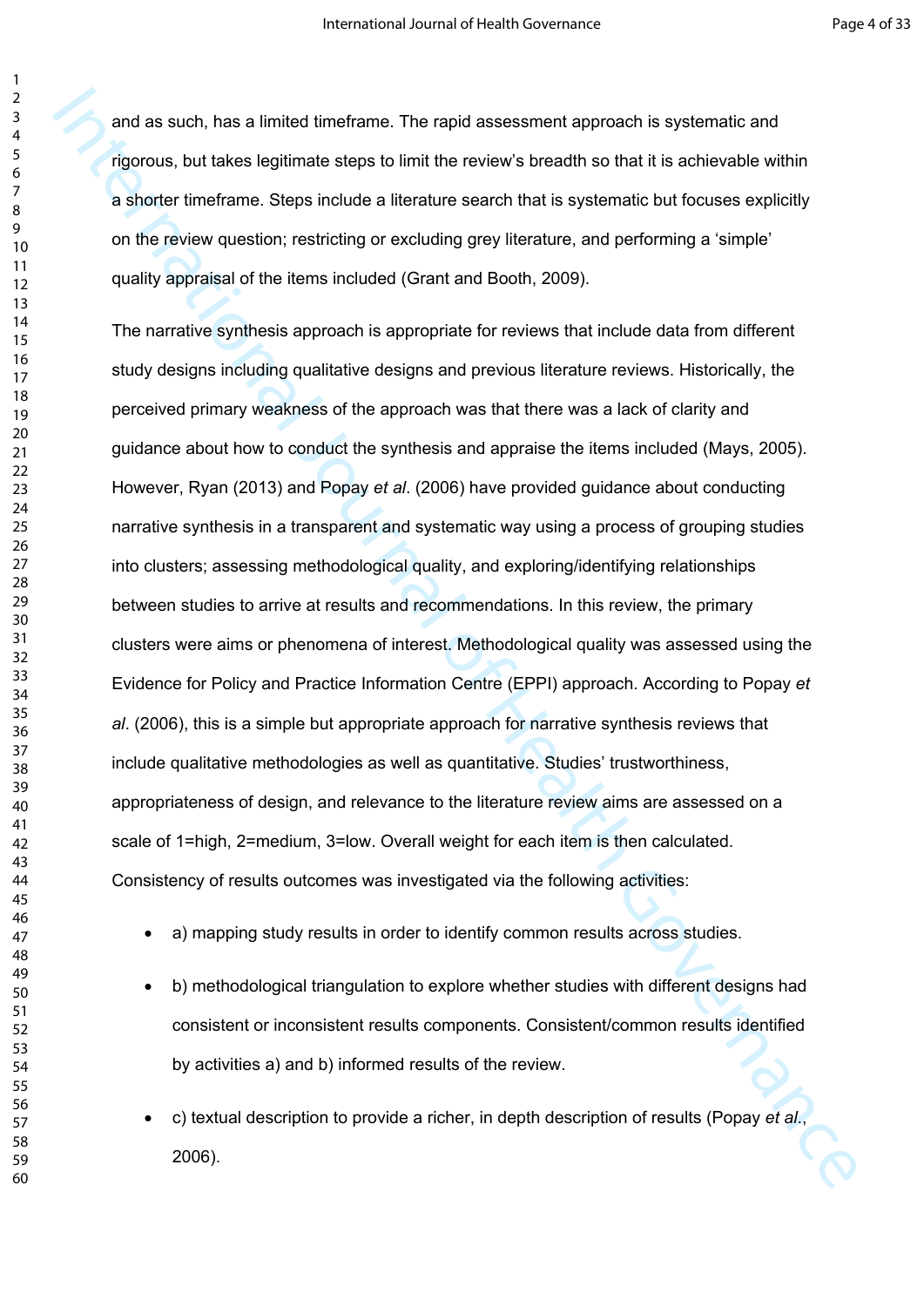and as such, has a limited timeframe. The rapid assessment approach is systematic and rigorous, but takes legitimate steps to limit the review's breadth so that it is achievable within a shorter timeframe. Steps include a literature search that is systematic but focuses explicitly on the review question; restricting or excluding grey literature, and performing a 'simple' quality appraisal of the items included (Grant and Booth, 2009).

The narrative synthesis approach is appropriate for reviews that include data from different study designs including qualitative designs and previous literature reviews. Historically, the perceived primary weakness of the approach was that there was a lack of clarity and guidance about how to conduct the synthesis and appraise the items included (Mays, 2005). However, Ryan (2013) and Popay *et al*. (2006) have provided guidance about conducting narrative synthesis in a transparent and systematic way using a process of grouping studies into clusters; assessing methodological quality, and exploring/identifying relationships between studies to arrive at results and recommendations. In this review, the primary clusters were aims or phenomena of interest. Methodological quality was assessed using the Evidence for Policy and Practice Information Centre (EPPI) approach. According to Popay *et al*. (2006), this is a simple but appropriate approach for narrative synthesis reviews that include qualitative methodologies as well as quantitative. Studies' trustworthiness, appropriateness of design, and relevance to the literature review aims are assessed on a scale of 1=high, 2=medium, 3=low. Overall weight for each item is then calculated. Consistency of results outcomes was investigated via the following activities:

- a) mapping study results in order to identify common results across studies.
- b) methodological triangulation to explore whether studies with different designs had consistent or inconsistent results components. Consistent/common results identified by activities a) and b) informed results of the review.
- c) textual description to provide a richer, in depth description of results (Popay *et al*., 2006).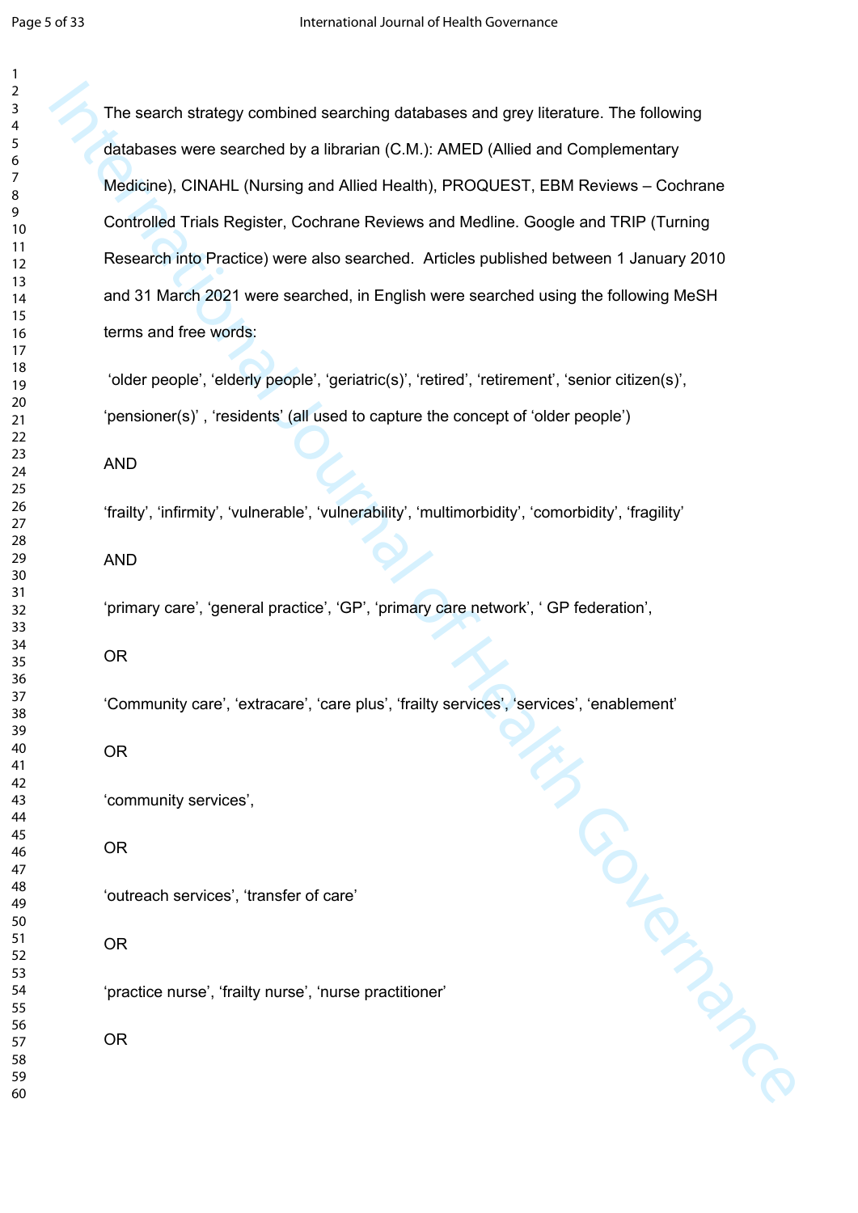The search strategy combined searching databases and grey literature. The following databases were searched by a librarian (C.M.): AMED (Allied and Complementary Medicine), CINAHL (Nursing and Allied Health), PROQUEST, EBM Reviews – Cochrane Controlled Trials Register, Cochrane Reviews and Medline. Google and TRIP (Turning Research into Practice) were also searched. Articles published between 1 January 2010 and 31 March 2021 were searched, in English were searched using the following MeSH terms and free words:

'older people', 'elderly people', 'geriatric(s)', 'retired', 'retirement', 'senior citizen(s)', 'pensioner(s)' , 'residents' (all used to capture the concept of 'older people')

AND

'frailty', 'infirmity', 'vulnerable', 'vulnerability', 'multimorbidity', 'comorbidity', 'fragility'

AND

'primary care', 'general practice', 'GP', 'primary care network', ' GP federation',

OR

'Community care', 'extracare', 'care plus', 'frailty services', 'services', 'enablement'

OR

'community services',

OR

'outreach services', 'transfer of care'

OR

'practice nurse', 'frailty nurse', 'nurse practitioner'

OR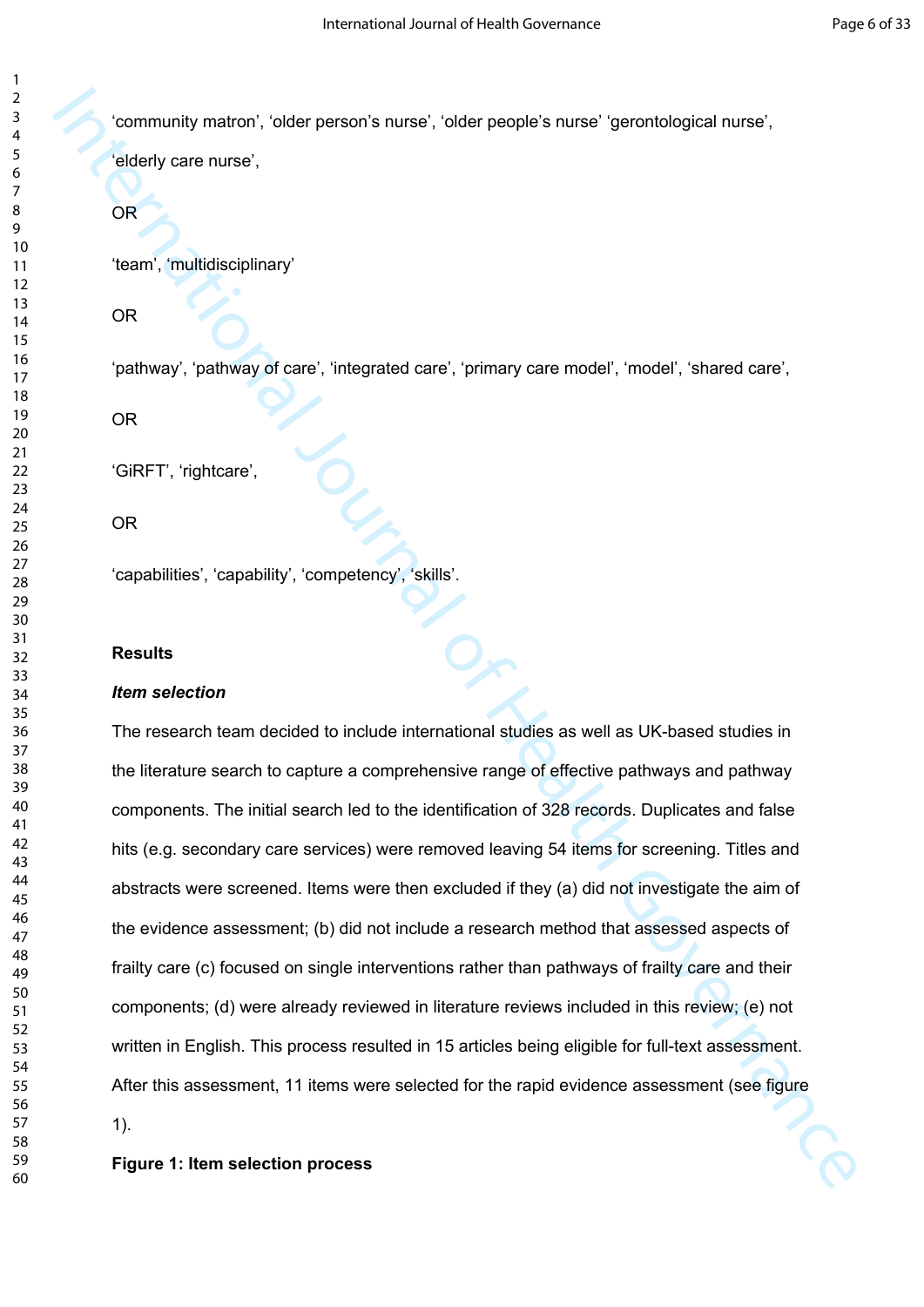'community matron', 'older person's nurse', 'older people's nurse' 'gerontological nurse', 'elderly care nurse',

OR

'team', 'multidisciplinary'

OR

'pathway', 'pathway of care', 'integrated care', 'primary care model', 'model', 'shared care',

OR

'GiRFT', 'rightcare',

OR

'capabilities', 'capability', 'competency', 'skills'.

## Results

### *Item selection*

The research team decided to include international studies as well as UK-based studies in the literature search to capture a comprehensive range of effective pathways and pathway components. The initial search led to the identification of 328 records. Duplicates and false hits (e.g. secondary care services) were removed leaving 54 items for screening. Titles and abstracts were screened. Items were then excluded if they (a) did not investigate the aim of the evidence assessment; (b) did not include a research method that assessed aspects of frailty care (c) focused on single interventions rather than pathways of frailty care and their components; (d) were already reviewed in literature reviews included in this review; (e) not written in English. This process resulted in 15 articles being eligible for full-text assessment. After this assessment, 11 items were selected for the rapid evidence assessment (see figure 1).

**Figure 1: Item selection process**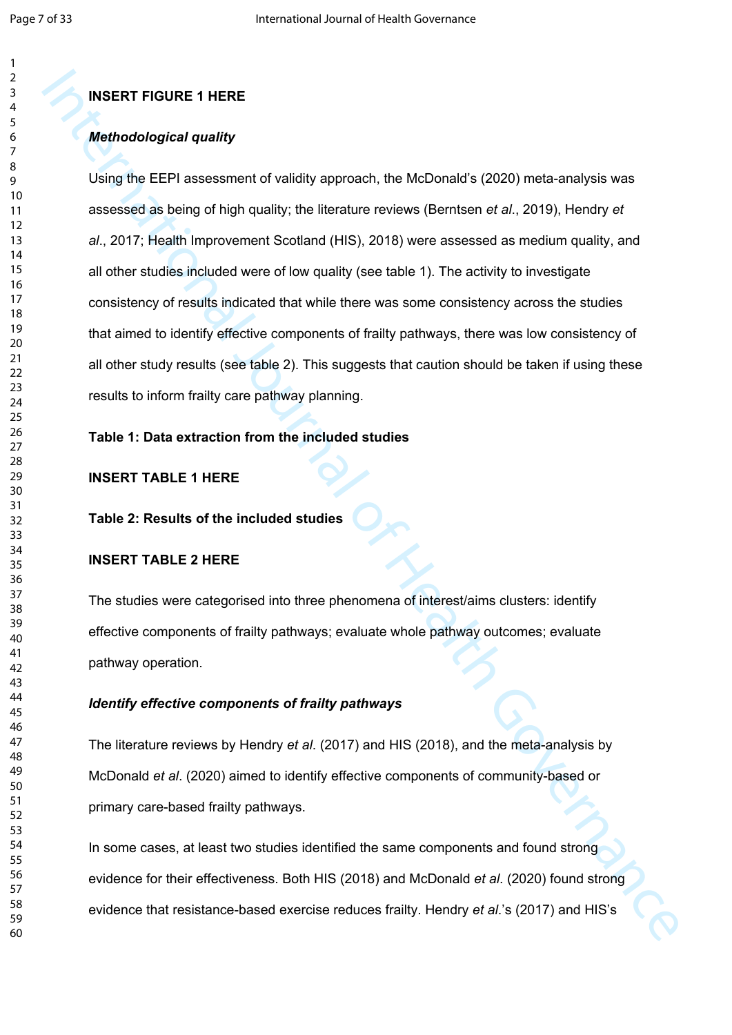**INSERT FIGURE 1 HERE**

***Methodological quality***

Using the EEPI assessment of validity approach, the McDonald's (2020) meta-analysis was assessed as being of high quality; the literature reviews (Berntsen *et al*., 2019), Hendry *et al*., 2017; Health Improvement Scotland (HIS), 2018) were assessed as medium quality, and all other studies included were of low quality (see table 1). The activity to investigate consistency of results indicated that while there was some consistency across the studies that aimed to identify effective components of frailty pathways, there was low consistency of all other study results (see table 2). This suggests that caution should be taken if using these results to inform frailty care pathway planning.

**Table 1: Data extraction from the included studies**

**INSERT TABLE 1 HERE**

**Table 2: Results of the included studies**

**INSERT TABLE 2 HERE**

The studies were categorised into three phenomena of interest/aims clusters: identify effective components of frailty pathways; evaluate whole pathway outcomes; evaluate pathway operation.

***Identify effective components of frailty pathways***

The literature reviews by Hendry *et al*. (2017) and HIS (2018), and the meta-analysis by McDonald *et al*. (2020) aimed to identify effective components of community-based or primary care-based frailty pathways.

In some cases, at least two studies identified the same components and found strong evidence for their effectiveness. Both HIS (2018) and McDonald *et al*. (2020) found strong evidence that resistance-based exercise reduces frailty. Hendry *et al*.'s (2017) and HIS's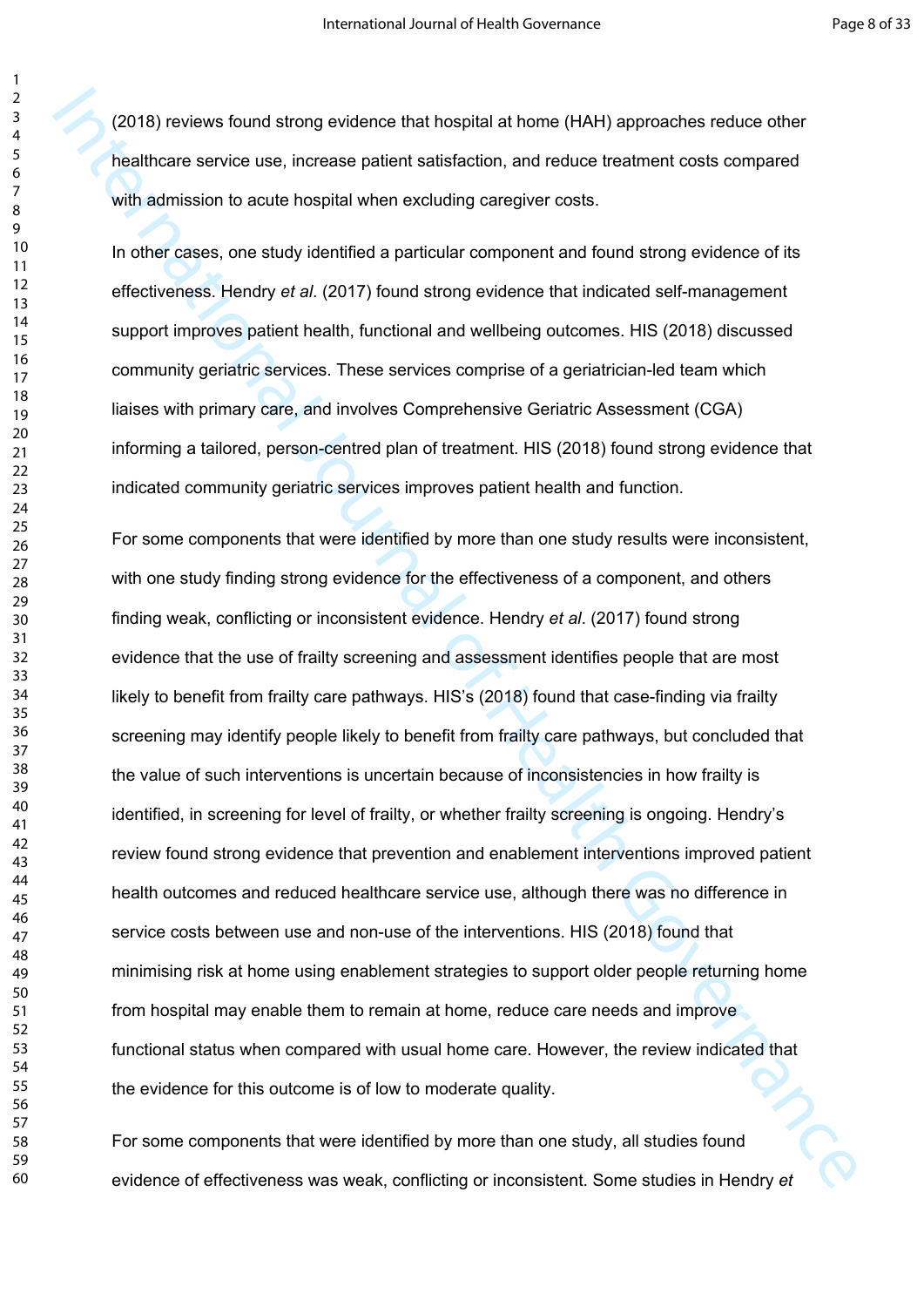(2018) reviews found strong evidence that hospital at home (HAH) approaches reduce other healthcare service use, increase patient satisfaction, and reduce treatment costs compared with admission to acute hospital when excluding caregiver costs.

In other cases, one study identified a particular component and found strong evidence of its effectiveness. Hendry *et al*. (2017) found strong evidence that indicated self-management support improves patient health, functional and wellbeing outcomes. HIS (2018) discussed community geriatric services. These services comprise of a geriatrician-led team which liaises with primary care, and involves Comprehensive Geriatric Assessment (CGA) informing a tailored, person-centred plan of treatment. HIS (2018) found strong evidence that indicated community geriatric services improves patient health and function.

For some components that were identified by more than one study results were inconsistent, with one study finding strong evidence for the effectiveness of a component, and others finding weak, conflicting or inconsistent evidence. Hendry *et al*. (2017) found strong evidence that the use of frailty screening and assessment identifies people that are most likely to benefit from frailty care pathways. HIS's (2018) found that case-finding via frailty screening may identify people likely to benefit from frailty care pathways, but concluded that the value of such interventions is uncertain because of inconsistencies in how frailty is identified, in screening for level of frailty, or whether frailty screening is ongoing. Hendry's review found strong evidence that prevention and enablement interventions improved patient health outcomes and reduced healthcare service use, although there was no difference in service costs between use and non-use of the interventions. HIS (2018) found that minimising risk at home using enablement strategies to support older people returning home from hospital may enable them to remain at home, reduce care needs and improve functional status when compared with usual home care. However, the review indicated that the evidence for this outcome is of low to moderate quality.

For some components that were identified by more than one study, all studies found evidence of effectiveness was weak, conflicting or inconsistent. Some studies in Hendry *et*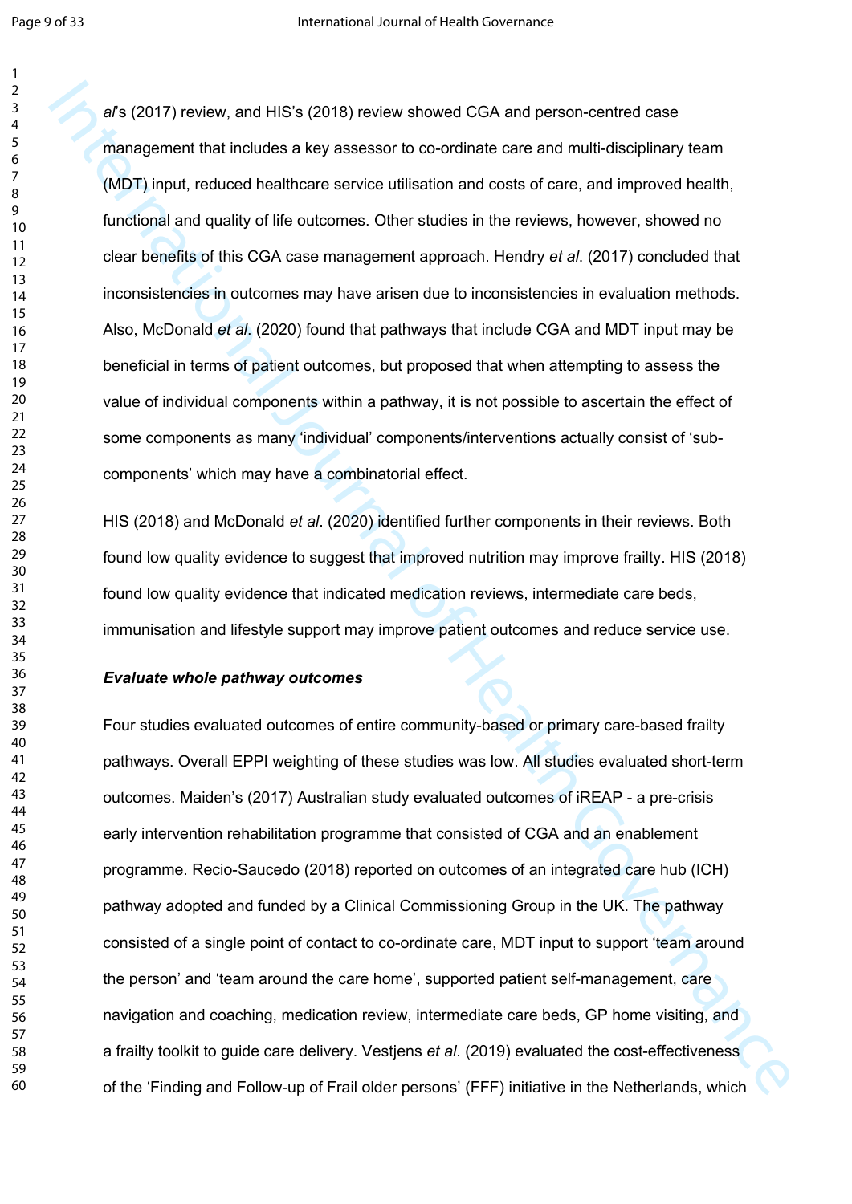*al*'s (2017) review, and HIS's (2018) review showed CGA and person-centred case management that includes a key assessor to co-ordinate care and multi-disciplinary team (MDT) input, reduced healthcare service utilisation and costs of care, and improved health, functional and quality of life outcomes. Other studies in the reviews, however, showed no clear benefits of this CGA case management approach. Hendry *et al*. (2017) concluded that inconsistencies in outcomes may have arisen due to inconsistencies in evaluation methods. Also, McDonald *et al*. (2020) found that pathways that include CGA and MDT input may be beneficial in terms of patient outcomes, but proposed that when attempting to assess the value of individual components within a pathway, it is not possible to ascertain the effect of some components as many 'individual' components/interventions actually consist of 'sub-components' which may have a combinatorial effect.

HIS (2018) and McDonald *et al*. (2020) identified further components in their reviews. Both found low quality evidence to suggest that improved nutrition may improve frailty. HIS (2018) found low quality evidence that indicated medication reviews, intermediate care beds, immunisation and lifestyle support may improve patient outcomes and reduce service use.

***Evaluate whole pathway outcomes***

Four studies evaluated outcomes of entire community-based or primary care-based frailty pathways. Overall EPPI weighting of these studies was low. All studies evaluated short-term outcomes. Maiden's (2017) Australian study evaluated outcomes of iREAP - a pre-crisis early intervention rehabilitation programme that consisted of CGA and an enablement programme. Recio-Saucedo (2018) reported on outcomes of an integrated care hub (ICH) pathway adopted and funded by a Clinical Commissioning Group in the UK. The pathway consisted of a single point of contact to co-ordinate care, MDT input to support 'team around the person' and 'team around the care home', supported patient self-management, care navigation and coaching, medication review, intermediate care beds, GP home visiting, and a frailty toolkit to guide care delivery. Vestjens *et al*. (2019) evaluated the cost-effectiveness of the 'Finding and Follow-up of Frail older persons' (FFF) initiative in the Netherlands, which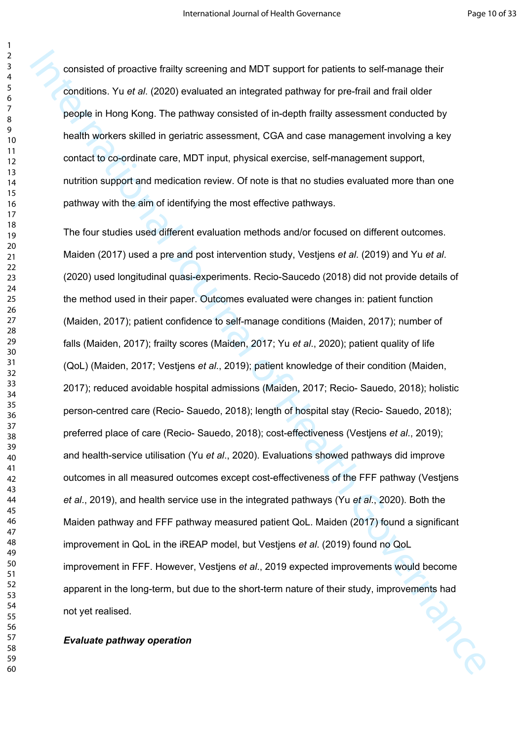consisted of proactive frailty screening and MDT support for patients to self-manage their conditions. Yu *et al*. (2020) evaluated an integrated pathway for pre-frail and frail older people in Hong Kong. The pathway consisted of in-depth frailty assessment conducted by health workers skilled in geriatric assessment, CGA and case management involving a key contact to co-ordinate care, MDT input, physical exercise, self-management support, nutrition support and medication review. Of note is that no studies evaluated more than one pathway with the aim of identifying the most effective pathways.

The four studies used different evaluation methods and/or focused on different outcomes. Maiden (2017) used a pre and post intervention study, Vestjens *et al*. (2019) and Yu *et al*. (2020) used longitudinal quasi-experiments. Recio-Saucedo (2018) did not provide details of the method used in their paper. Outcomes evaluated were changes in: patient function (Maiden, 2017); patient confidence to self-manage conditions (Maiden, 2017); number of falls (Maiden, 2017); frailty scores (Maiden, 2017; Yu *et al*., 2020); patient quality of life (QoL) (Maiden, 2017; Vestjens *et al*., 2019); patient knowledge of their condition (Maiden, 2017); reduced avoidable hospital admissions (Maiden, 2017; Recio- Sauedo, 2018); holistic person-centred care (Recio- Sauedo, 2018); length of hospital stay (Recio- Sauedo, 2018); preferred place of care (Recio- Sauedo, 2018); cost-effectiveness (Vestjens *et al*., 2019); and health-service utilisation (Yu *et al*., 2020). Evaluations showed pathways did improve outcomes in all measured outcomes except cost-effectiveness of the FFF pathway (Vestjens *et al*., 2019), and health service use in the integrated pathways (Yu *et al*., 2020). Both the Maiden pathway and FFF pathway measured patient QoL. Maiden (2017) found a significant improvement in QoL in the iREAP model, but Vestjens *et al*. (2019) found no QoL improvement in FFF. However, Vestjens *et al*., 2019 expected improvements would become apparent in the long-term, but due to the short-term nature of their study, improvements had not yet realised.

***Evaluate pathway operation***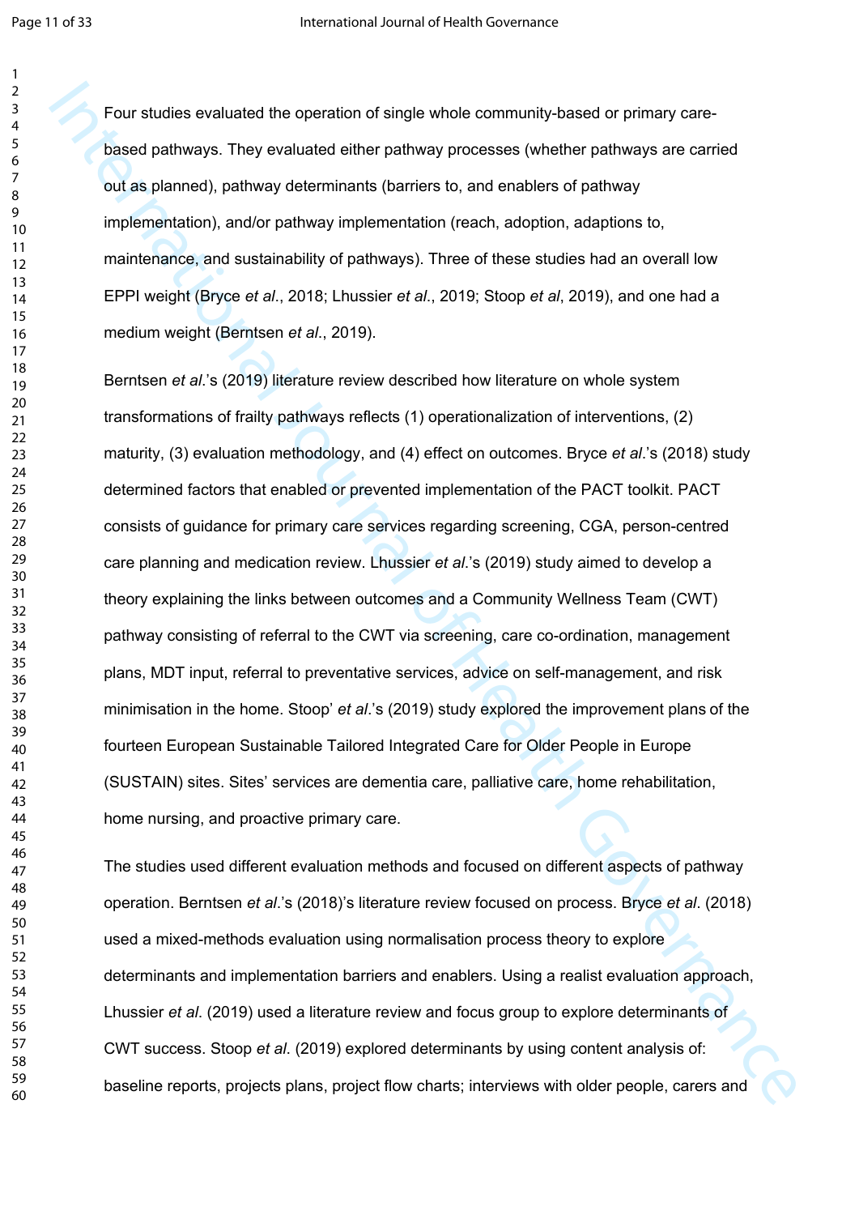Four studies evaluated the operation of single whole community-based or primary care-based pathways. They evaluated either pathway processes (whether pathways are carried out as planned), pathway determinants (barriers to, and enablers of pathway implementation), and/or pathway implementation (reach, adoption, adaptions to, maintenance, and sustainability of pathways). Three of these studies had an overall low EPPI weight (Bryce *et al*., 2018; Lhussier *et al*., 2019; Stoop *et al*, 2019), and one had a medium weight (Berntsen *et al*., 2019).

Berntsen *et al*.'s (2019) literature review described how literature on whole system transformations of frailty pathways reflects (1) operationalization of interventions, (2) maturity, (3) evaluation methodology, and (4) effect on outcomes. Bryce *et al*.'s (2018) study determined factors that enabled or prevented implementation of the PACT toolkit. PACT consists of guidance for primary care services regarding screening, CGA, person-centred care planning and medication review. Lhussier *et al*.'s (2019) study aimed to develop a theory explaining the links between outcomes and a Community Wellness Team (CWT) pathway consisting of referral to the CWT via screening, care co-ordination, management plans, MDT input, referral to preventative services, advice on self-management, and risk minimisation in the home. Stoop' *et al*.'s (2019) study explored the improvement plans of the fourteen European Sustainable Tailored Integrated Care for Older People in Europe (SUSTAIN) sites. Sites' services are dementia care, palliative care, home rehabilitation, home nursing, and proactive primary care.

The studies used different evaluation methods and focused on different aspects of pathway operation. Berntsen *et al*.'s (2018)'s literature review focused on process. Bryce *et al*. (2018) used a mixed-methods evaluation using normalisation process theory to explore determinants and implementation barriers and enablers. Using a realist evaluation approach, Lhussier *et al*. (2019) used a literature review and focus group to explore determinants of CWT success. Stoop *et al*. (2019) explored determinants by using content analysis of: baseline reports, projects plans, project flow charts; interviews with older people, carers and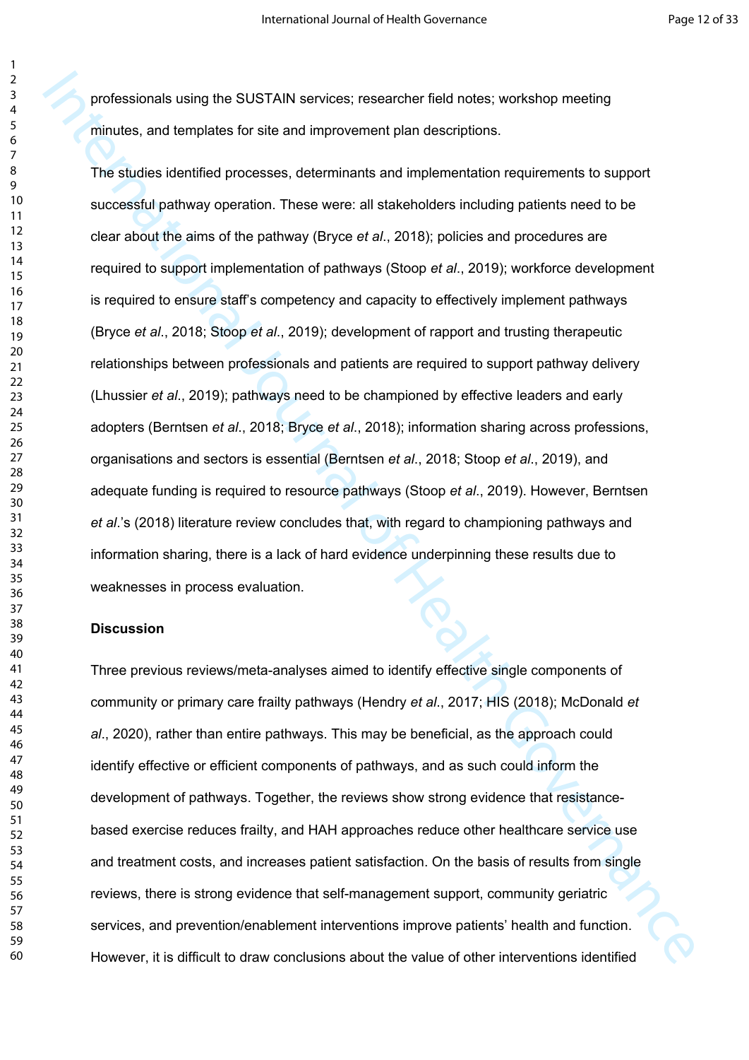professionals using the SUSTAIN services; researcher field notes; workshop meeting minutes, and templates for site and improvement plan descriptions.

The studies identified processes, determinants and implementation requirements to support successful pathway operation. These were: all stakeholders including patients need to be clear about the aims of the pathway (Bryce *et al*., 2018); policies and procedures are required to support implementation of pathways (Stoop *et al*., 2019); workforce development is required to ensure staff's competency and capacity to effectively implement pathways (Bryce *et al*., 2018; Stoop *et al*., 2019); development of rapport and trusting therapeutic relationships between professionals and patients are required to support pathway delivery (Lhussier *et al*., 2019); pathways need to be championed by effective leaders and early adopters (Berntsen *et al*., 2018; Bryce *et al*., 2018); information sharing across professions, organisations and sectors is essential (Berntsen *et al*., 2018; Stoop *et al*., 2019), and adequate funding is required to resource pathways (Stoop *et al*., 2019). However, Berntsen *et al*.'s (2018) literature review concludes that, with regard to championing pathways and information sharing, there is a lack of hard evidence underpinning these results due to weaknesses in process evaluation.

**Discussion**

Three previous reviews/meta-analyses aimed to identify effective single components of community or primary care frailty pathways (Hendry *et al*., 2017; HIS (2018); McDonald *et al*., 2020), rather than entire pathways. This may be beneficial, as the approach could identify effective or efficient components of pathways, and as such could inform the development of pathways. Together, the reviews show strong evidence that resistance-based exercise reduces frailty, and HAH approaches reduce other healthcare service use and treatment costs, and increases patient satisfaction. On the basis of results from single reviews, there is strong evidence that self-management support, community geriatric services, and prevention/enablement interventions improve patients' health and function. However, it is difficult to draw conclusions about the value of other interventions identified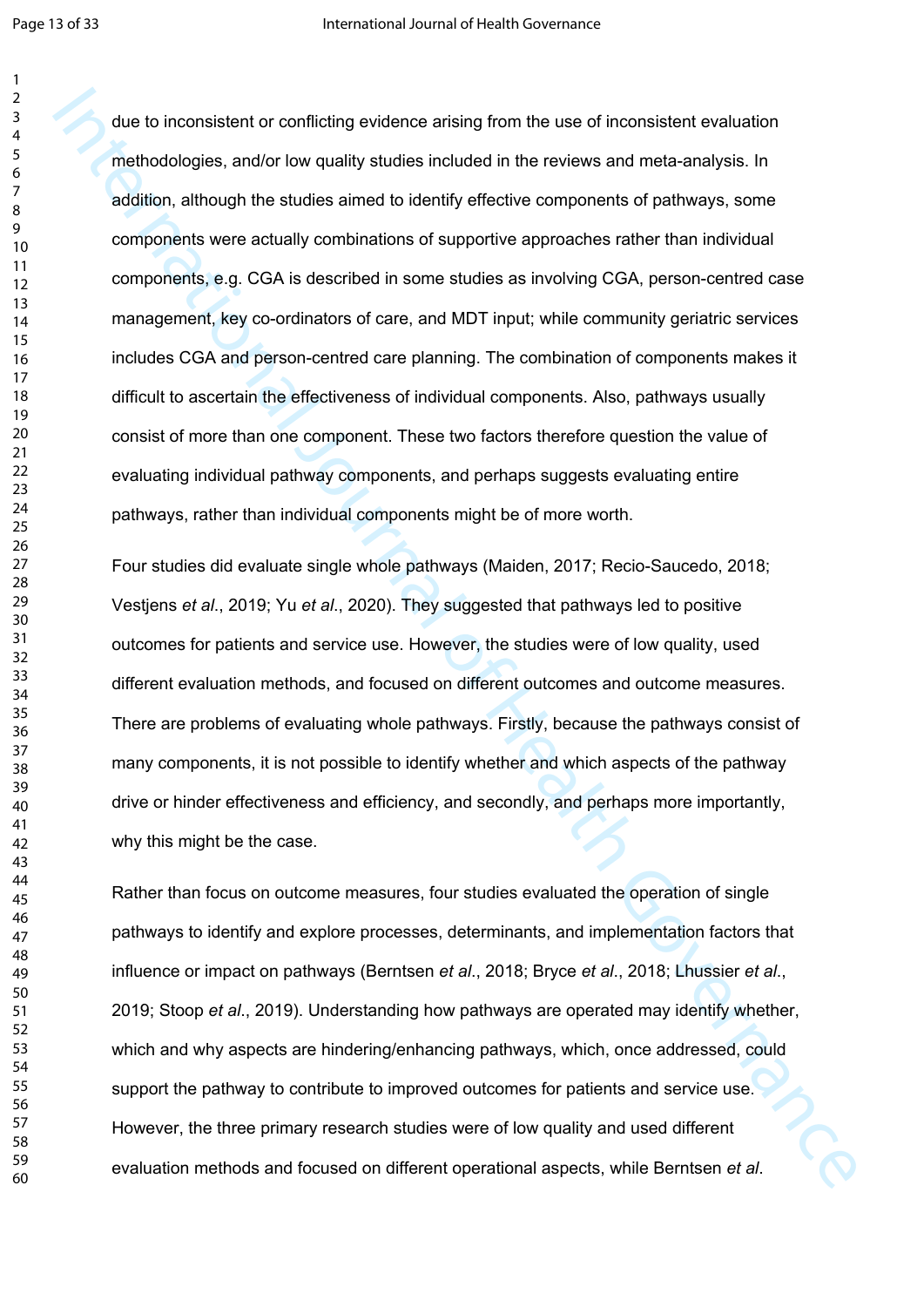due to inconsistent or conflicting evidence arising from the use of inconsistent evaluation methodologies, and/or low quality studies included in the reviews and meta-analysis. In addition, although the studies aimed to identify effective components of pathways, some components were actually combinations of supportive approaches rather than individual components, e.g. CGA is described in some studies as involving CGA, person-centred case management, key co-ordinators of care, and MDT input; while community geriatric services includes CGA and person-centred care planning. The combination of components makes it difficult to ascertain the effectiveness of individual components. Also, pathways usually consist of more than one component. These two factors therefore question the value of evaluating individual pathway components, and perhaps suggests evaluating entire pathways, rather than individual components might be of more worth.

Four studies did evaluate single whole pathways (Maiden, 2017; Recio-Saucedo, 2018; Vestjens *et al*., 2019; Yu *et al*., 2020). They suggested that pathways led to positive outcomes for patients and service use. However, the studies were of low quality, used different evaluation methods, and focused on different outcomes and outcome measures. There are problems of evaluating whole pathways. Firstly, because the pathways consist of many components, it is not possible to identify whether and which aspects of the pathway drive or hinder effectiveness and efficiency, and secondly, and perhaps more importantly, why this might be the case.

Rather than focus on outcome measures, four studies evaluated the operation of single pathways to identify and explore processes, determinants, and implementation factors that influence or impact on pathways (Berntsen *et al*., 2018; Bryce *et al*., 2018; Lhussier *et al*., 2019; Stoop *et al*., 2019). Understanding how pathways are operated may identify whether, which and why aspects are hindering/enhancing pathways, which, once addressed, could support the pathway to contribute to improved outcomes for patients and service use. However, the three primary research studies were of low quality and used different evaluation methods and focused on different operational aspects, while Berntsen *et al*.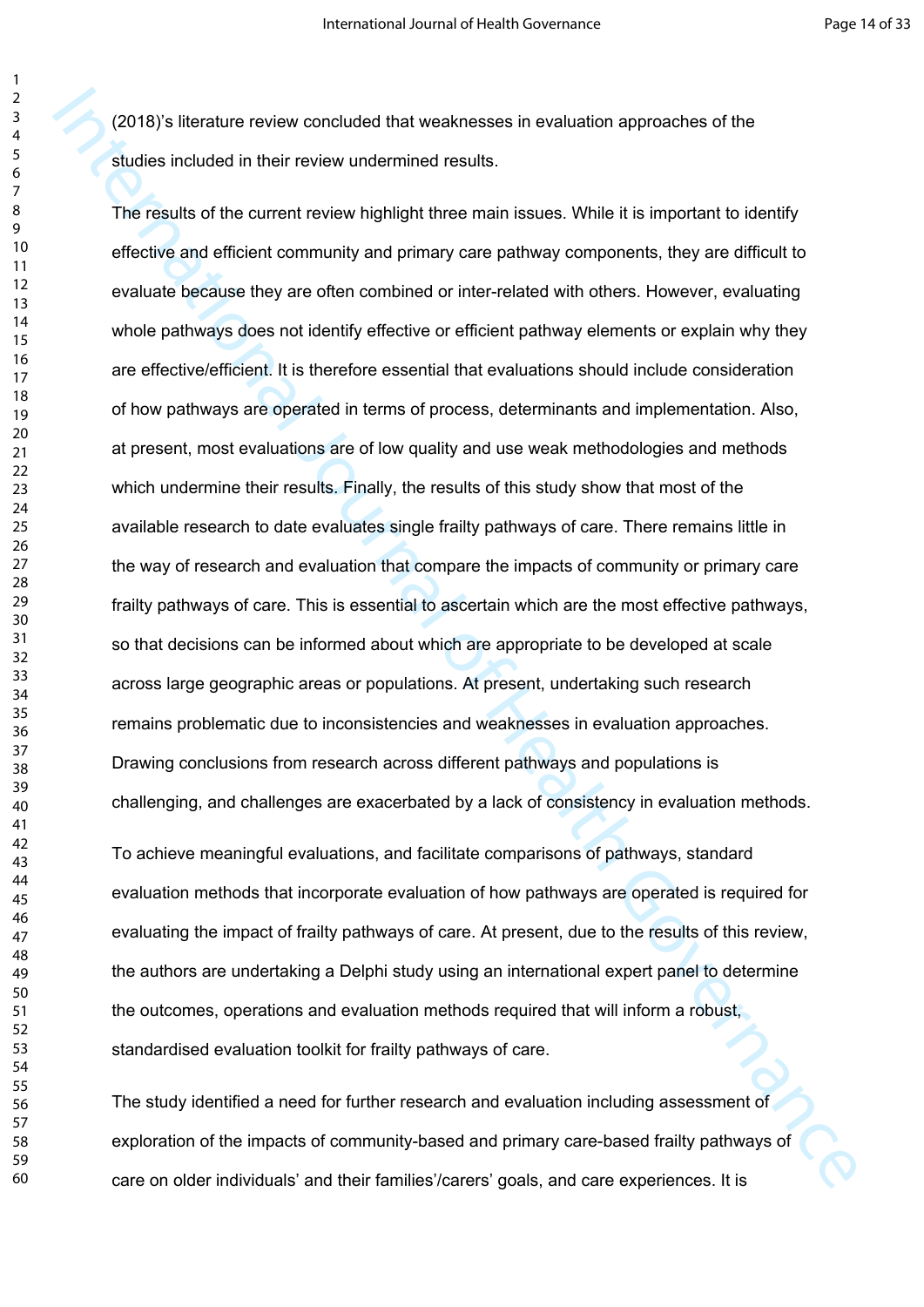(2018)'s literature review concluded that weaknesses in evaluation approaches of the studies included in their review undermined results.

The results of the current review highlight three main issues. While it is important to identify effective and efficient community and primary care pathway components, they are difficult to evaluate because they are often combined or inter-related with others. However, evaluating whole pathways does not identify effective or efficient pathway elements or explain why they are effective/efficient. It is therefore essential that evaluations should include consideration of how pathways are operated in terms of process, determinants and implementation. Also, at present, most evaluations are of low quality and use weak methodologies and methods which undermine their results. Finally, the results of this study show that most of the available research to date evaluates single frailty pathways of care. There remains little in the way of research and evaluation that compare the impacts of community or primary care frailty pathways of care. This is essential to ascertain which are the most effective pathways, so that decisions can be informed about which are appropriate to be developed at scale across large geographic areas or populations. At present, undertaking such research remains problematic due to inconsistencies and weaknesses in evaluation approaches. Drawing conclusions from research across different pathways and populations is challenging, and challenges are exacerbated by a lack of consistency in evaluation methods.

To achieve meaningful evaluations, and facilitate comparisons of pathways, standard evaluation methods that incorporate evaluation of how pathways are operated is required for evaluating the impact of frailty pathways of care. At present, due to the results of this review, the authors are undertaking a Delphi study using an international expert panel to determine the outcomes, operations and evaluation methods required that will inform a robust, standardised evaluation toolkit for frailty pathways of care.

The study identified a need for further research and evaluation including assessment of exploration of the impacts of community-based and primary care-based frailty pathways of care on older individuals' and their families'/carers' goals, and care experiences. It is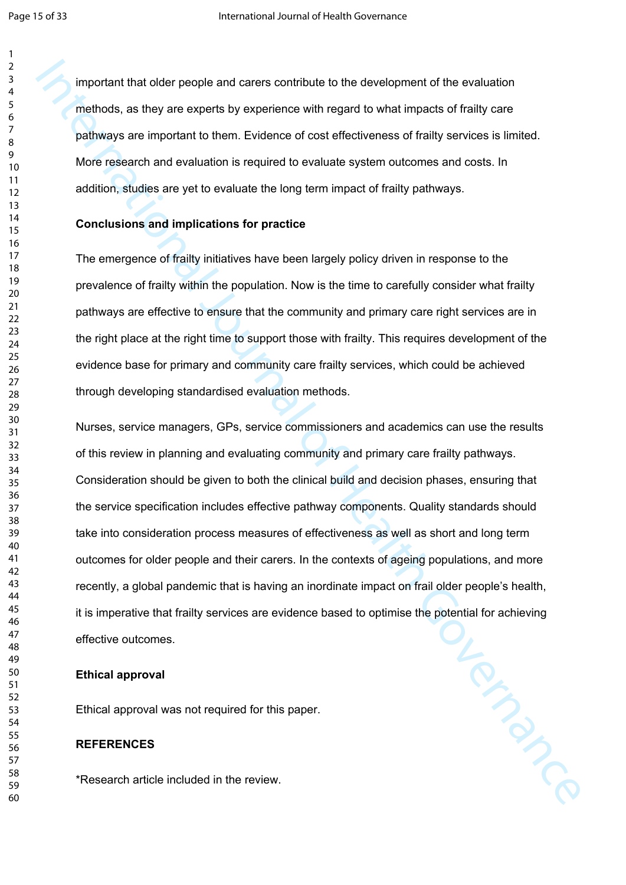important that older people and carers contribute to the development of the evaluation methods, as they are experts by experience with regard to what impacts of frailty care pathways are important to them. Evidence of cost effectiveness of frailty services is limited. More research and evaluation is required to evaluate system outcomes and costs. In addition, studies are yet to evaluate the long term impact of frailty pathways.

**Conclusions and implications for practice**

The emergence of frailty initiatives have been largely policy driven in response to the prevalence of frailty within the population. Now is the time to carefully consider what frailty pathways are effective to ensure that the community and primary care right services are in the right place at the right time to support those with frailty. This requires development of the evidence base for primary and community care frailty services, which could be achieved through developing standardised evaluation methods.

Nurses, service managers, GPs, service commissioners and academics can use the results of this review in planning and evaluating community and primary care frailty pathways. Consideration should be given to both the clinical build and decision phases, ensuring that the service specification includes effective pathway components. Quality standards should take into consideration process measures of effectiveness as well as short and long term outcomes for older people and their carers. In the contexts of ageing populations, and more recently, a global pandemic that is having an inordinate impact on frail older people's health, it is imperative that frailty services are evidence based to optimise the potential for achieving effective outcomes.

**Ethical approval**

Ethical approval was not required for this paper.

**REFERENCES**

*Research article included in the review.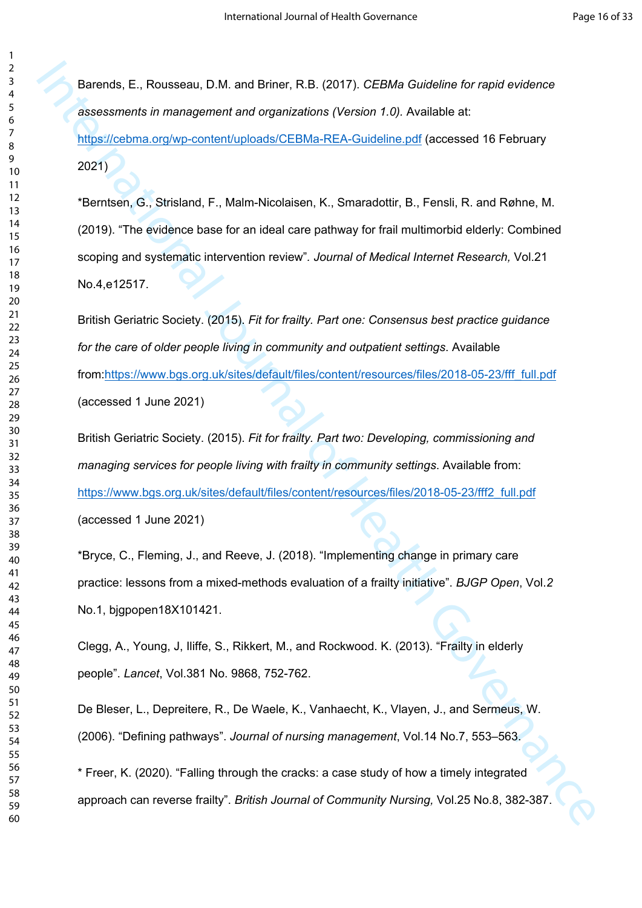Barends, E., Rousseau, D.M. and Briner, R.B. (2017). *CEBMa Guideline for rapid evidence assessments in management and organizations (Version 1.0).* Available at: https://cebma.org/wp-content/uploads/CEBMa-REA-Guideline.pdf (accessed 16 February 2021)

*Berntsen, G., Strisland, F., Malm-Nicolaisen, K., Smaradottir, B., Fensli, R. and Røhne, M. (2019). "The evidence base for an ideal care pathway for frail multimorbid elderly: Combined scoping and systematic intervention review". *Journal of Medical Internet Research,* Vol.21 No.4,e12517.

British Geriatric Society. (2015). *Fit for frailty. Part one: Consensus best practice guidance for the care of older people living in community and outpatient settings*. Available from:https://www.bgs.org.uk/sites/default/files/content/resources/files/2018-05-23/fff_full.pdf (accessed 1 June 2021)

British Geriatric Society. (2015). *Fit for frailty. Part two: Developing, commissioning and managing services for people living with frailty in community settings*. Available from: https://www.bgs.org.uk/sites/default/files/content/resources/files/2018-05-23/fff2_full.pdf (accessed 1 June 2021)

*Bryce, C., Fleming, J., and Reeve, J. (2018). "Implementing change in primary care practice: lessons from a mixed-methods evaluation of a frailty initiative". *BJGP Open*, Vol.2 No.1, bjgpopen18X101421.

Clegg, A., Young, J, Iliffe, S., Rikkert, M., and Rockwood. K. (2013). "Frailty in elderly people". *Lancet*, Vol.381 No. 9868, 752-762.

De Bleser, L., Depreitere, R., De Waele, K., Vanhaecht, K., Vlayen, J., and Sermeus, W. (2006). "Defining pathways". *Journal of nursing management*, Vol.14 No.7, 553–563.

* Freer, K. (2020). "Falling through the cracks: a case study of how a timely integrated approach can reverse frailty". *British Journal of Community Nursing,* Vol.25 No.8, 382-387.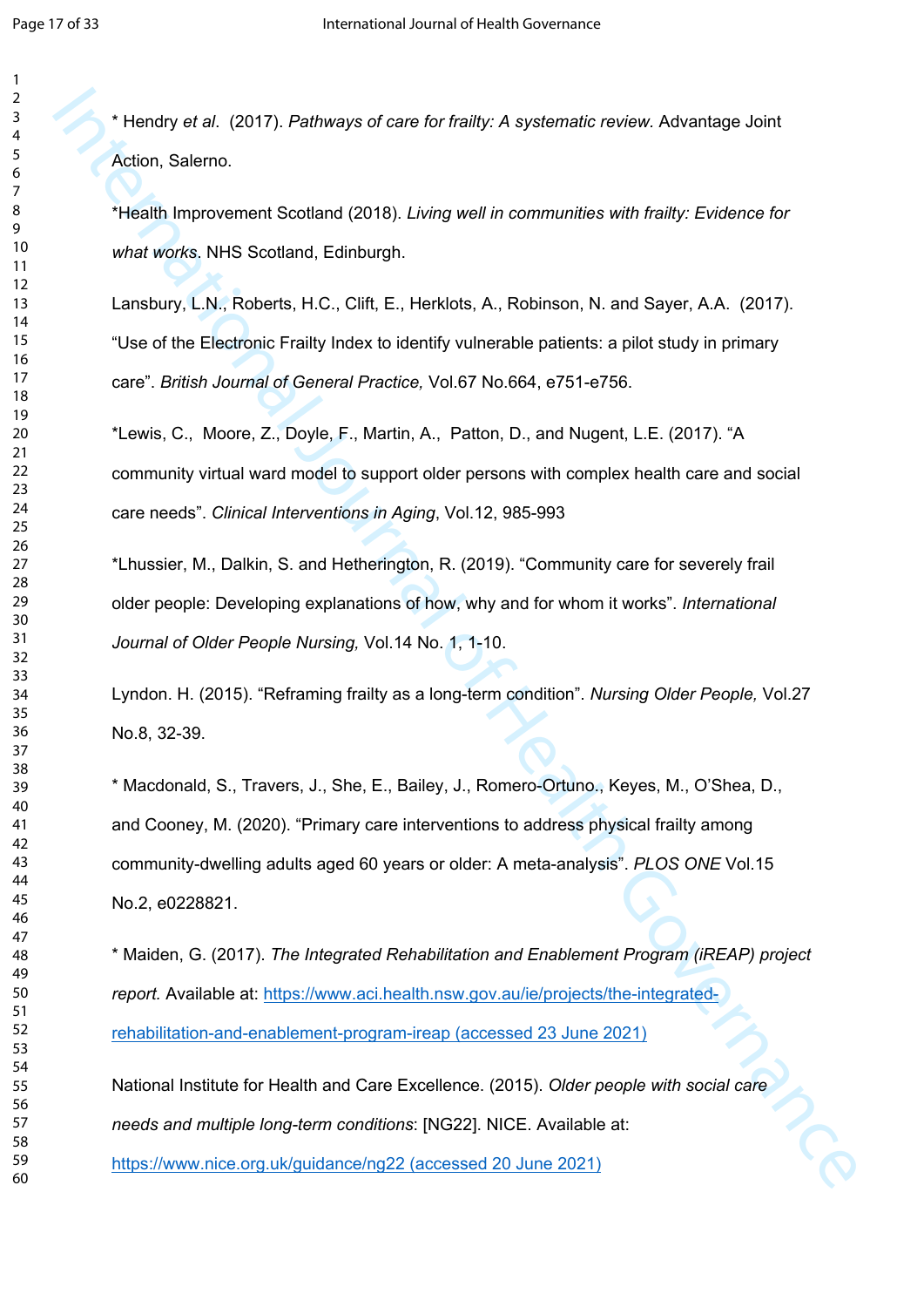* Hendry *et al*. (2017). *Pathways of care for frailty: A systematic review.* Advantage Joint Action, Salerno.

*Health Improvement Scotland (2018). *Living well in communities with frailty: Evidence for what works*. NHS Scotland, Edinburgh.

Lansbury, L.N., Roberts, H.C., Clift, E., Herklots, A., Robinson, N. and Sayer, A.A. (2017). "Use of the Electronic Frailty Index to identify vulnerable patients: a pilot study in primary care". *British Journal of General Practice,* Vol.67 No.664, e751-e756.

*Lewis, C., Moore, Z., Doyle, F., Martin, A., Patton, D., and Nugent, L.E. (2017). "A community virtual ward model to support older persons with complex health care and social care needs". *Clinical Interventions in Aging*, Vol.12, 985-993

*Lhussier, M., Dalkin, S. and Hetherington, R. (2019). "Community care for severely frail older people: Developing explanations of how, why and for whom it works". *International Journal of Older People Nursing,* Vol.14 No. 1, 1-10.

Lyndon. H. (2015). "Reframing frailty as a long-term condition". *Nursing Older People,* Vol.27 No.8, 32-39.

* Macdonald, S., Travers, J., She, E., Bailey, J., Romero-Ortuno., Keyes, M., O'Shea, D., and Cooney, M. (2020). "Primary care interventions to address physical frailty among community-dwelling adults aged 60 years or older: A meta-analysis". *PLOS ONE* Vol.15 No.2, e0228821.

* Maiden, G. (2017). *The Integrated Rehabilitation and Enablement Program (iREAP) project report.* Available at: https://www.aci.health.nsw.gov.au/ie/projects/the-integrated-rehabilitation-and-enablement-program-ireap (accessed 23 June 2021)

National Institute for Health and Care Excellence. (2015). *Older people with social care needs and multiple long-term conditions*: [NG22]. NICE. Available at: https://www.nice.org.uk/guidance/ng22 (accessed 20 June 2021)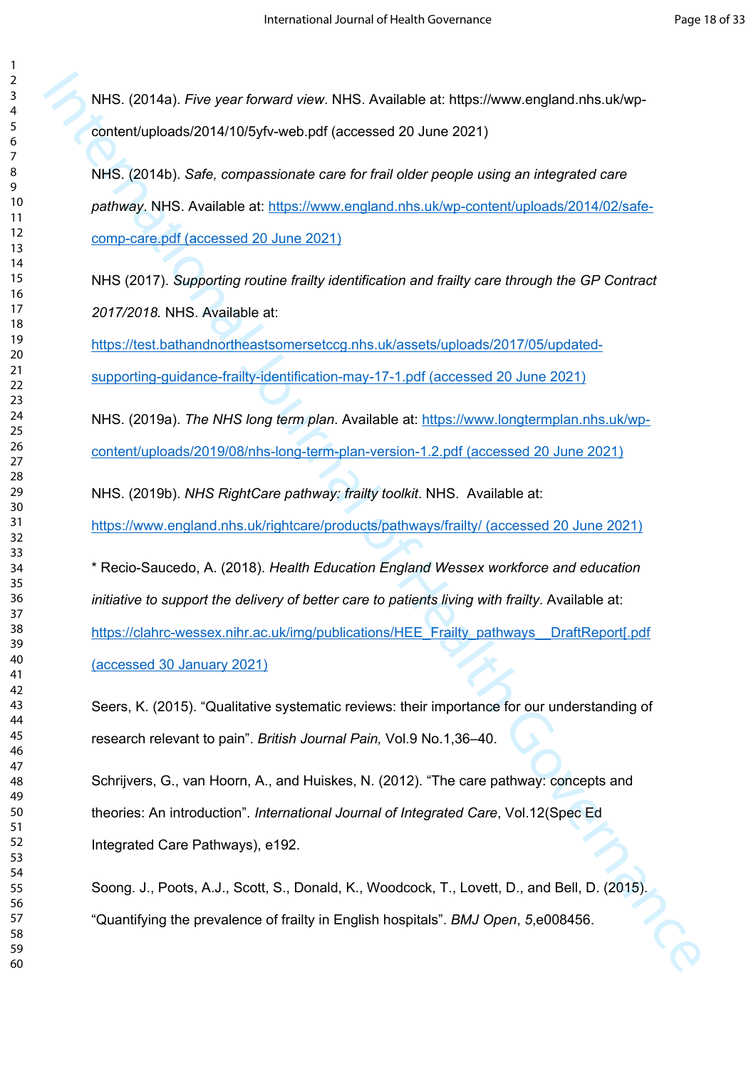NHS. (2014a). *Five year forward view*. NHS. Available at: https://www.england.nhs.uk/wp-content/uploads/2014/10/5yfv-web.pdf (accessed 20 June 2021)

NHS. (2014b). *Safe, compassionate care for frail older people using an integrated care pathway*. NHS. Available at: https://www.england.nhs.uk/wp-content/uploads/2014/02/safe-comp-care.pdf (accessed 20 June 2021)

NHS (2017). *Supporting routine frailty identification and frailty care through the GP Contract 2017/2018.* NHS. Available at: https://test.bathandnortheastsomersetccg.nhs.uk/assets/uploads/2017/05/updated-supporting-guidance-frailty-identification-may-17-1.pdf (accessed 20 June 2021)

NHS. (2019a). *The NHS long term plan*. Available at: https://www.longtermplan.nhs.uk/wp-content/uploads/2019/08/nhs-long-term-plan-version-1.2.pdf (accessed 20 June 2021)

NHS. (2019b). *NHS RightCare pathway: frailty toolkit*. NHS. Available at: https://www.england.nhs.uk/rightcare/products/pathways/frailty/ (accessed 20 June 2021)

* Recio-Saucedo, A. (2018). *Health Education England Wessex workforce and education initiative to support the delivery of better care to patients living with frailty*. Available at: https://clahrc-wessex.nihr.ac.uk/img/publications/HEE_Frailty_pathways__DraftReport[.pdf (accessed 30 January 2021)

Seers, K. (2015). "Qualitative systematic reviews: their importance for our understanding of research relevant to pain". *British Journal Pain,* Vol.9 No.1,36–40.

Schrijvers, G., van Hoorn, A., and Huiskes, N. (2012). "The care pathway: concepts and theories: An introduction". *International Journal of Integrated Care*, Vol.12(Spec Ed Integrated Care Pathways), e192.

Soong. J., Poots, A.J., Scott, S., Donald, K., Woodcock, T., Lovett, D., and Bell, D. (2015). "Quantifying the prevalence of frailty in English hospitals". *BMJ Open*, *5*,e008456.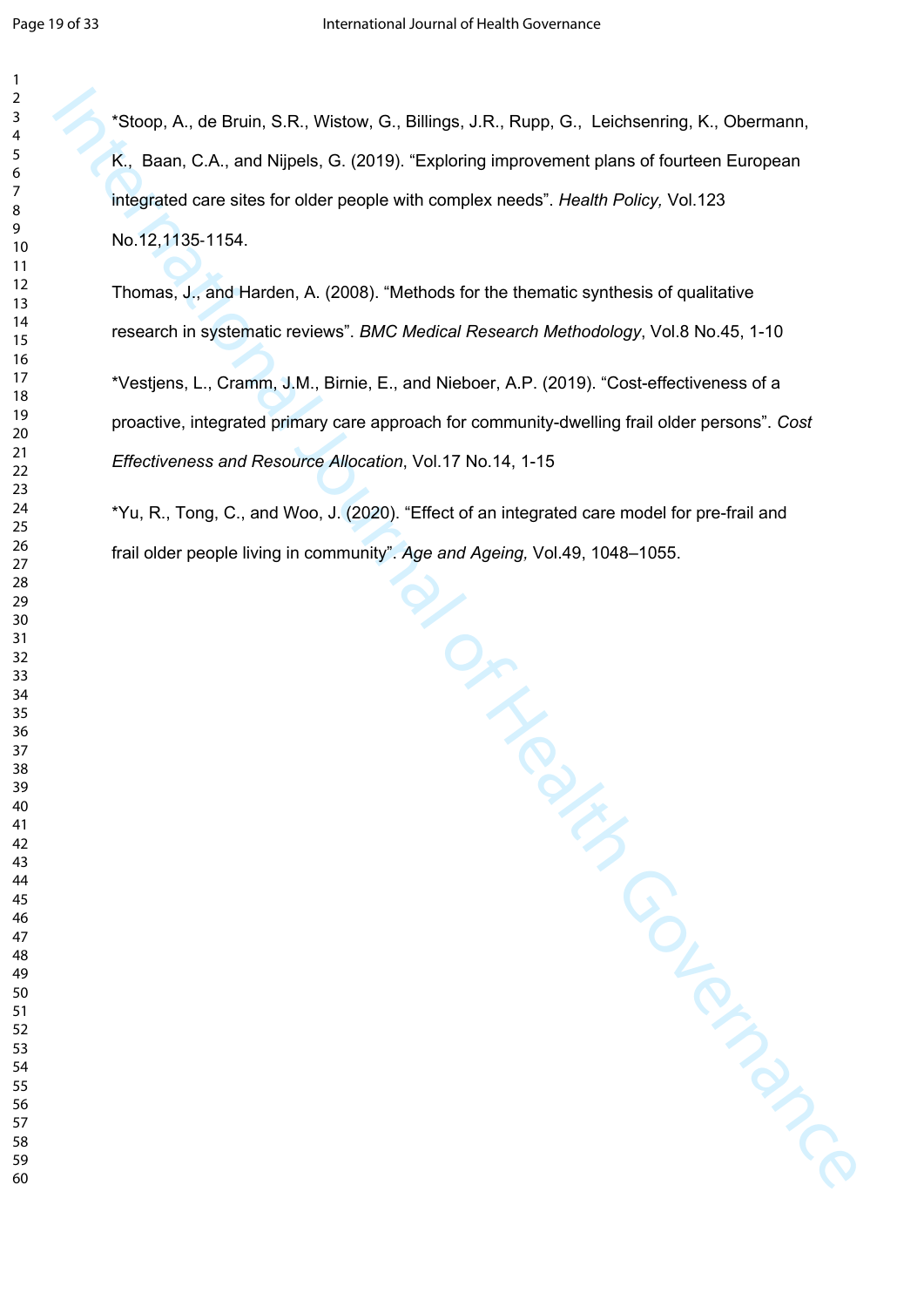*Stoop, A., de Bruin, S.R., Wistow, G., Billings, J.R., Rupp, G., Leichsenring, K., Obermann, K., Baan, C.A., and Nijpels, G. (2019). “Exploring improvement plans of fourteen European integrated care sites for older people with complex needs”. *Health Policy,* Vol.123 No.12,1135-1154.

Thomas, J., and Harden, A. (2008). “Methods for the thematic synthesis of qualitative research in systematic reviews”. *BMC Medical Research Methodology*, Vol.8 No.45, 1-10

*Vestjens, L., Cramm, J.M., Birnie, E., and Nieboer, A.P. (2019). “Cost-effectiveness of a proactive, integrated primary care approach for community-dwelling frail older persons”. *Cost Effectiveness and Resource Allocation*, Vol.17 No.14, 1-15

*Yu, R., Tong, C., and Woo, J. (2020). “Effect of an integrated care model for pre-frail and frail older people living in community”. *Age and Ageing,* Vol.49, 1048–1055.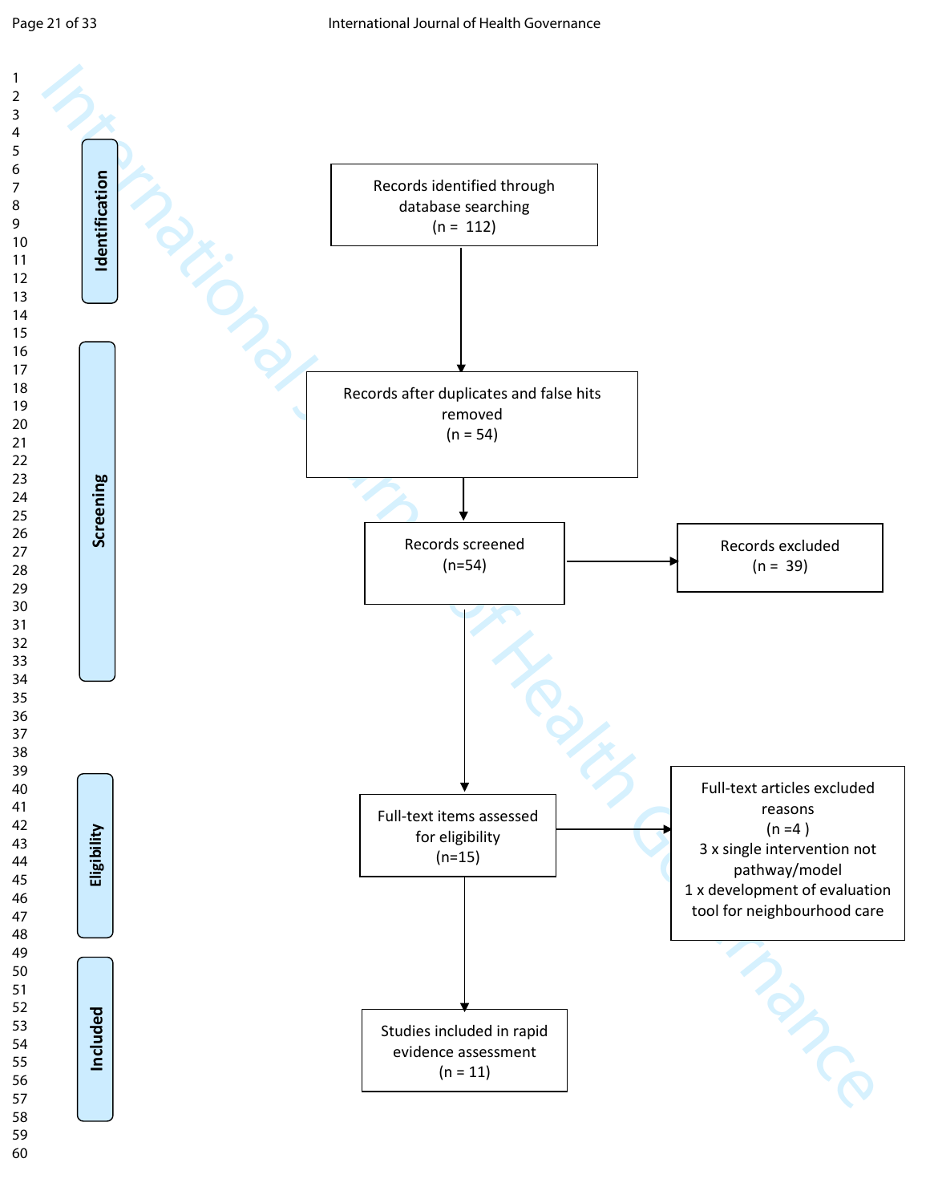**Identification**

Records identified through database searching
(n = 112)

↓

**Screening**

Records after duplicates and false hits removed
(n = 54)

↓

Records screened
(n=54)

→ Records excluded
(n = 39)

↓

**Eligibility**

Full-text items assessed for eligibility
(n=15)

→ Full-text articles excluded reasons
(n =4 )
3 x single intervention not pathway/model
1 x development of evaluation tool for neighbourhood care

↓

**Included**

Studies included in rapid evidence assessment
(n = 11)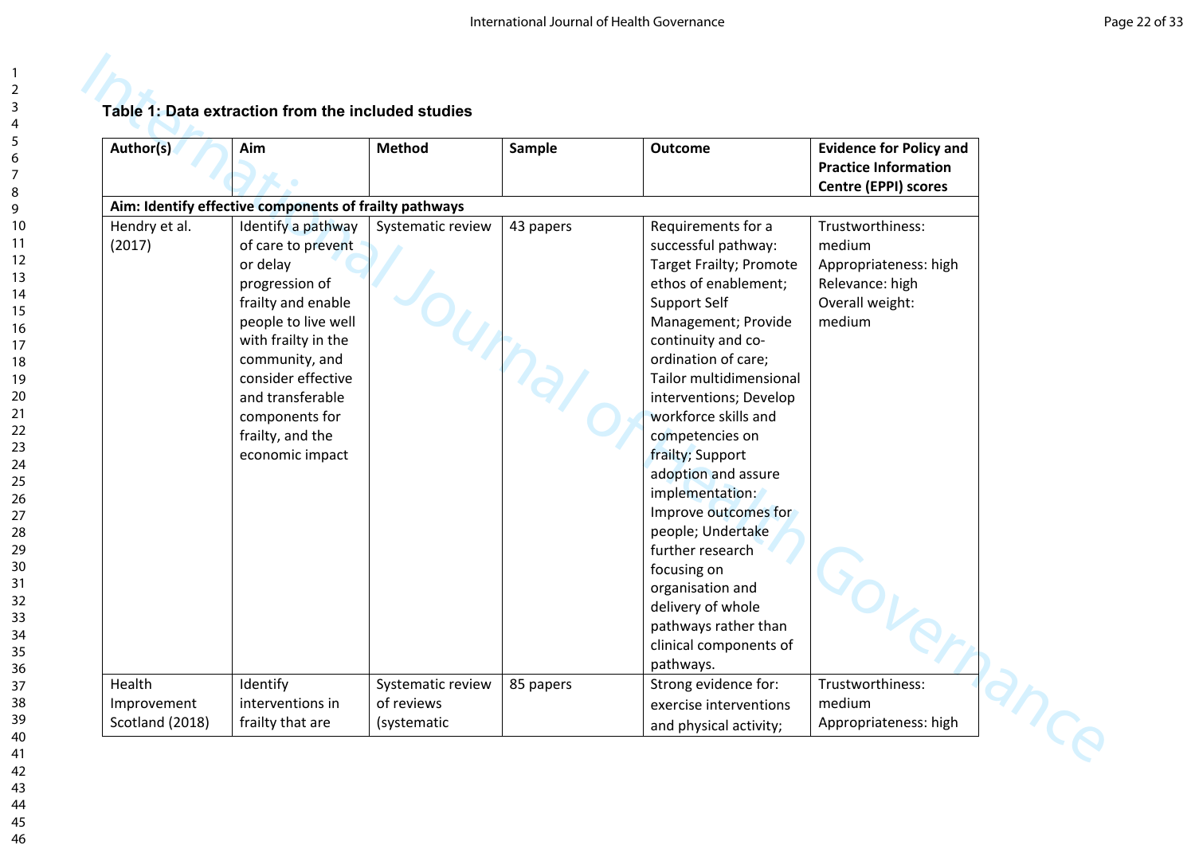**Table 1: Data extraction from the included studies**

| Author(s) | Aim | Method | Sample | Outcome | Evidence for Policy and Practice Information Centre (EPPI) scores |
|---|---|---|---|---|---|
| **Aim: Identify effective components of frailty pathways** | | | | | |
| Hendry et al. (2017) | Identify a pathway of care to prevent or delay progression of frailty and enable people to live well with frailty in the community, and consider effective and transferable components for frailty, and the economic impact | Systematic review | 43 papers | Requirements for a successful pathway: Target Frailty; Promote ethos of enablement; Support Self Management; Provide continuity and co-ordination of care; Tailor multidimensional interventions; Develop workforce skills and competencies on frailty; Support adoption and assure implementation: Improve outcomes for people; Undertake further research focusing on organisation and delivery of whole pathways rather than clinical components of pathways. | Trustworthiness: medium Appropriateness: high Relevance: high Overall weight: medium |
| Health Improvement Scotland (2018) | Identify interventions in frailty that are | Systematic review of reviews (systematic | 85 papers | Strong evidence for: exercise interventions and physical activity; | Trustworthiness: medium Appropriateness: high |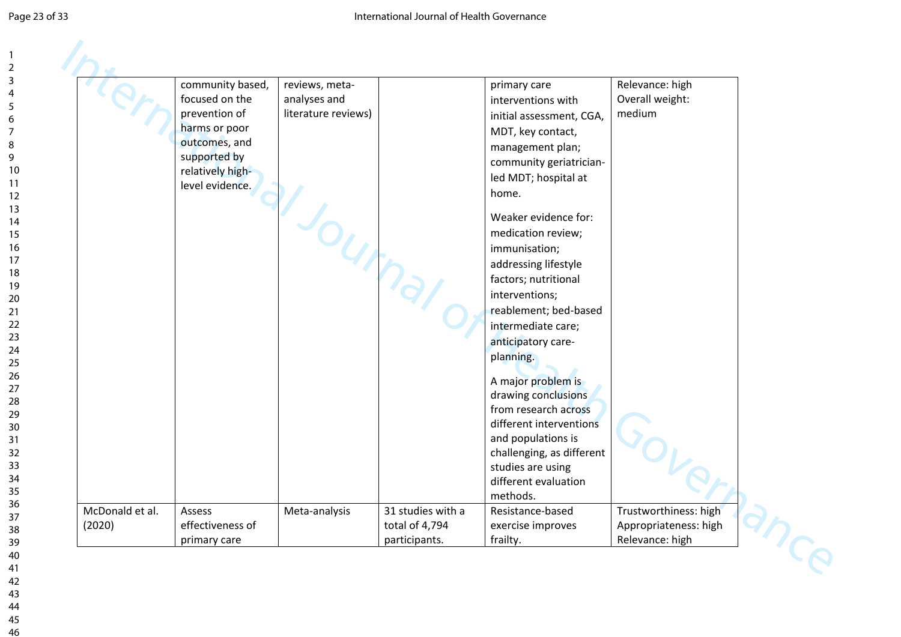| | | | | | |
|---|---|---|---|---|---|
| | community based, focused on the prevention of harms or poor outcomes, and supported by relatively high-level evidence. | reviews, meta-analyses and literature reviews) | | primary care interventions with initial assessment, CGA, MDT, key contact, management plan; community geriatrician-led MDT; hospital at home.<br><br>Weaker evidence for: medication review; immunisation; addressing lifestyle factors; nutritional interventions; reablement; bed-based intermediate care; anticipatory care-planning.<br><br>A major problem is drawing conclusions from research across different interventions and populations is challenging, as different studies are using different evaluation methods. | Relevance: high<br>Overall weight: medium |
| McDonald et al. (2020) | Assess effectiveness of primary care | Meta-analysis | 31 studies with a total of 4,794 participants. | Resistance-based exercise improves frailty. | Trustworthiness: high<br>Appropriateness: high<br>Relevance: high |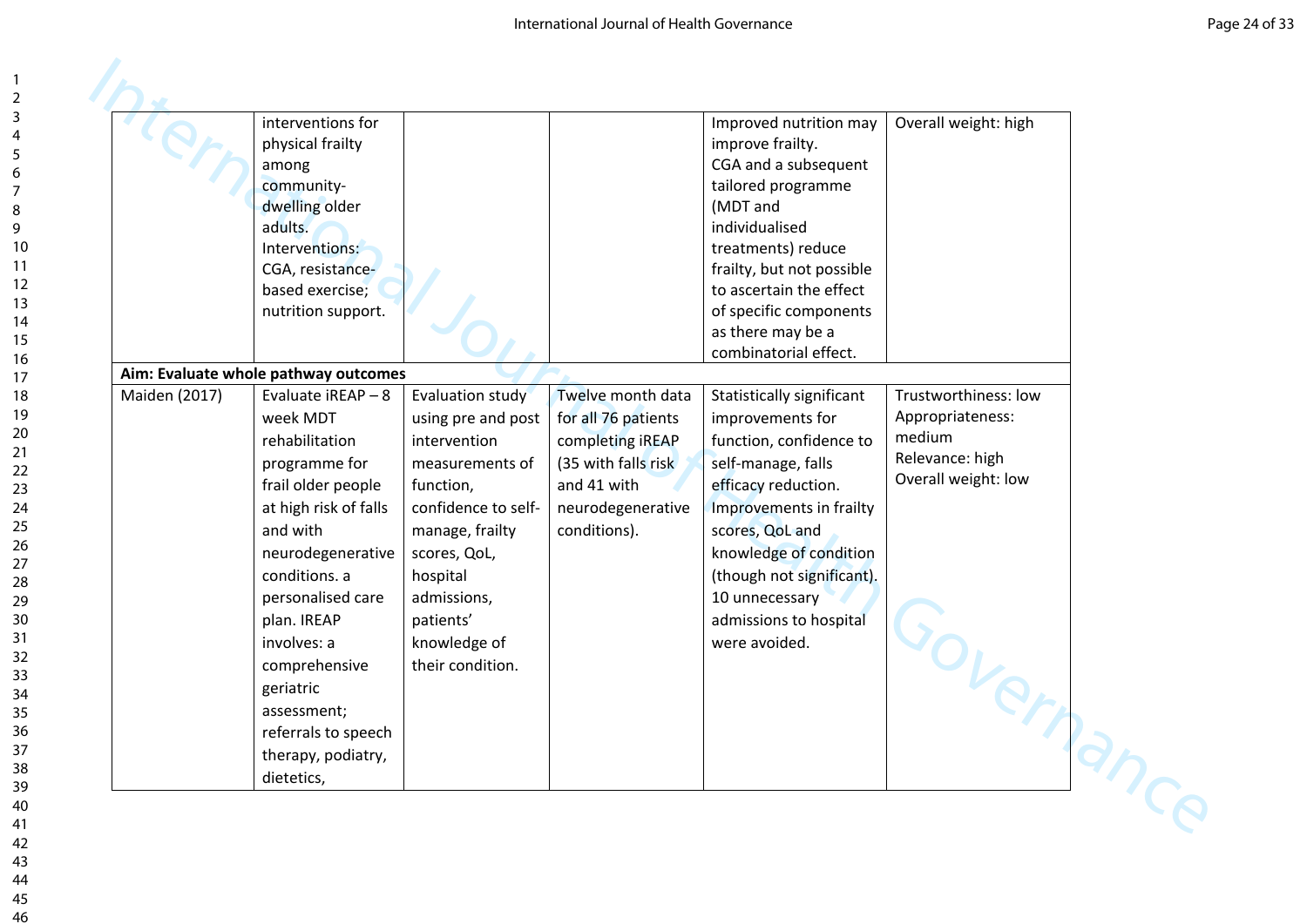| | | | | | |
|---|---|---|---|---|---|
| | interventions for physical frailty among community-dwelling older adults. Interventions: CGA, resistance-based exercise; nutrition support. | | | Improved nutrition may improve frailty. CGA and a subsequent tailored programme (MDT and individualised treatments) reduce frailty, but not possible to ascertain the effect of specific components as there may be a combinatorial effect. | Overall weight: high |
| **Aim: Evaluate whole pathway outcomes** | | | | | |
| Maiden (2017) | Evaluate iREAP – 8 week MDT rehabilitation programme for frail older people at high risk of falls and with neurodegenerative conditions. a personalised care plan. IREAP involves: a comprehensive geriatric assessment; referrals to speech therapy, podiatry, dietetics, | Evaluation study using pre and post intervention measurements of function, confidence to self-manage, frailty scores, QoL, hospital admissions, patients' knowledge of their condition. | Twelve month data for all 76 patients completing iREAP (35 with falls risk and 41 with neurodegenerative conditions). | Statistically significant improvements for function, confidence to self-manage, falls efficacy reduction. Improvements in frailty scores, QoL and knowledge of condition (though not significant). 10 unnecessary admissions to hospital were avoided. | Trustworthiness: low<br>Appropriateness: medium<br>Relevance: high<br>Overall weight: low |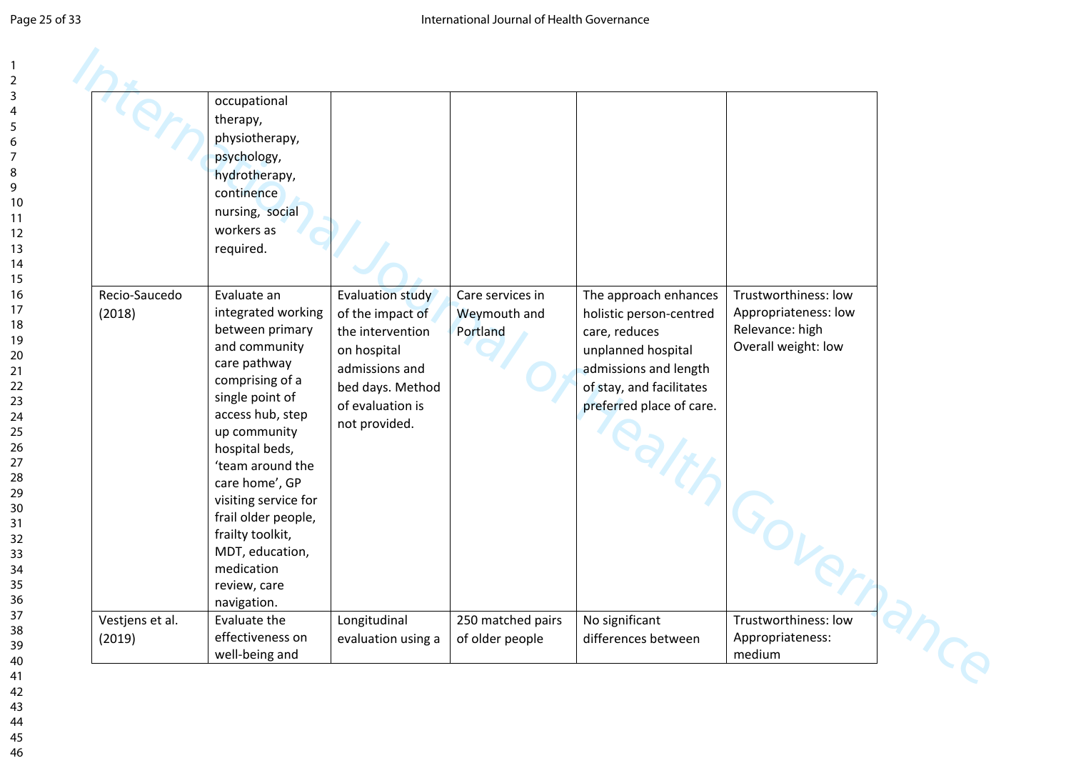| | | | | | |
|---|---|---|---|---|---|
| | occupational therapy, physiotherapy, psychology, hydrotherapy, continence nursing, social workers as required. | | | | |
| Recio-Saucedo (2018) | Evaluate an integrated working between primary and community care pathway comprising of a single point of access hub, step up community hospital beds, 'team around the care home', GP visiting service for frail older people, frailty toolkit, MDT, education, medication review, care navigation. | Evaluation study of the impact of the intervention on hospital admissions and bed days. Method of evaluation is not provided. | Care services in Weymouth and Portland | The approach enhances holistic person-centred care, reduces unplanned hospital admissions and length of stay, and facilitates preferred place of care. | Trustworthiness: low<br>Appropriateness: low<br>Relevance: high<br>Overall weight: low |
| Vestjens et al. (2019) | Evaluate the effectiveness on well-being and | Longitudinal evaluation using a | 250 matched pairs of older people | No significant differences between | Trustworthiness: low<br>Appropriateness: medium |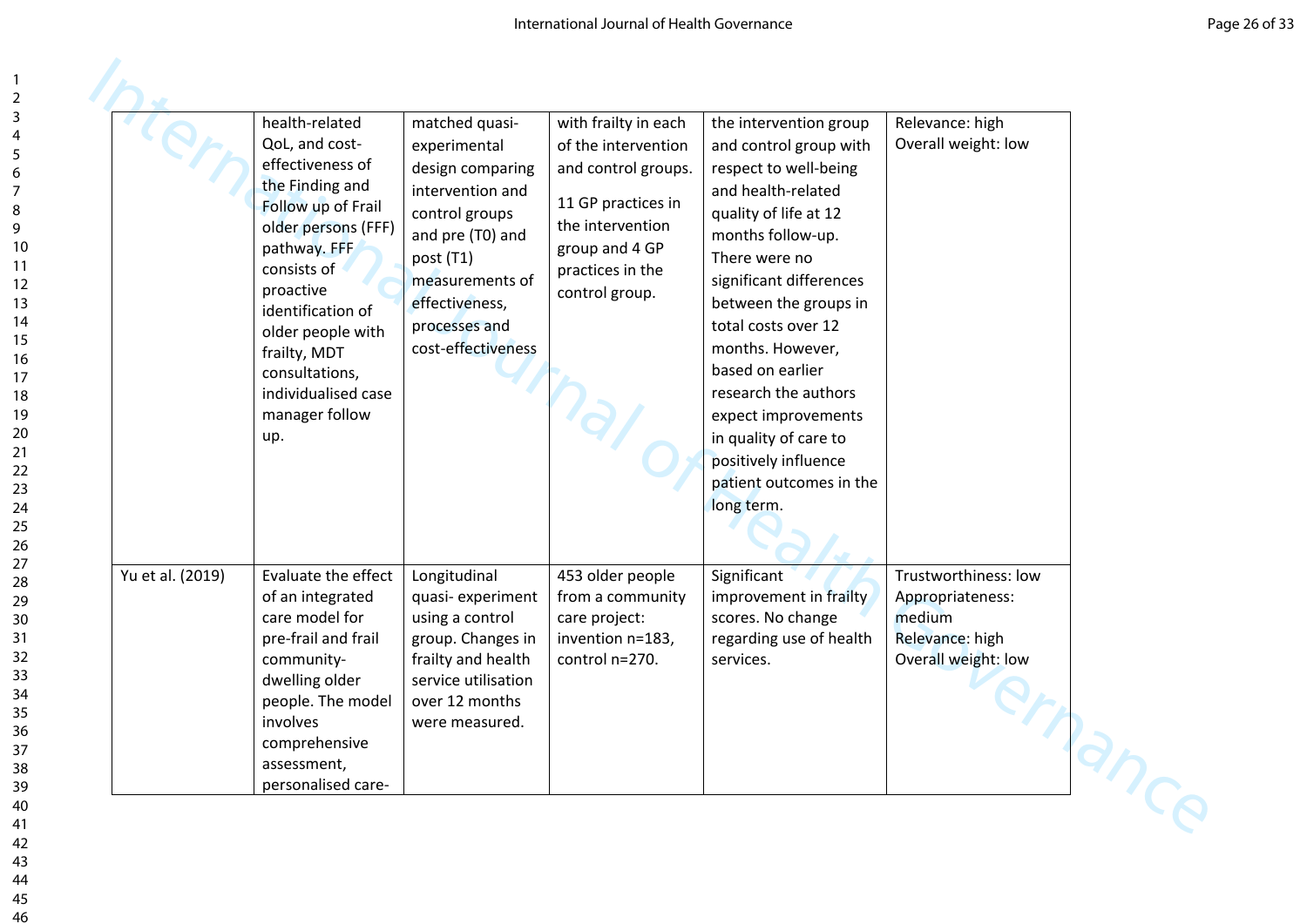|  | health-related QoL, and cost-effectiveness of the Finding and Follow up of Frail older persons (FFF) pathway. FFF consists of proactive identification of older people with frailty, MDT consultations, individualised case manager follow up. | matched quasi-experimental design comparing intervention and control groups and pre (T0) and post (T1) measurements of effectiveness, processes and cost-effectiveness | with frailty in each of the intervention and control groups. 11 GP practices in the intervention group and 4 GP practices in the control group. | the intervention group and control group with respect to well-being and health-related quality of life at 12 months follow-up. There were no significant differences between the groups in total costs over 12 months. However, based on earlier research the authors expect improvements in quality of care to positively influence patient outcomes in the long term. | Relevance: high Overall weight: low |
|---|---|---|---|---|---|
| Yu et al. (2019) | Evaluate the effect of an integrated care model for pre-frail and frail community-dwelling older people. The model involves comprehensive assessment, personalised care- | Longitudinal quasi- experiment using a control group. Changes in frailty and health service utilisation over 12 months were measured. | 453 older people from a community care project: invention n=183, control n=270. | Significant improvement in frailty scores. No change regarding use of health services. | Trustworthiness: low Appropriateness: medium Relevance: high Overall weight: low |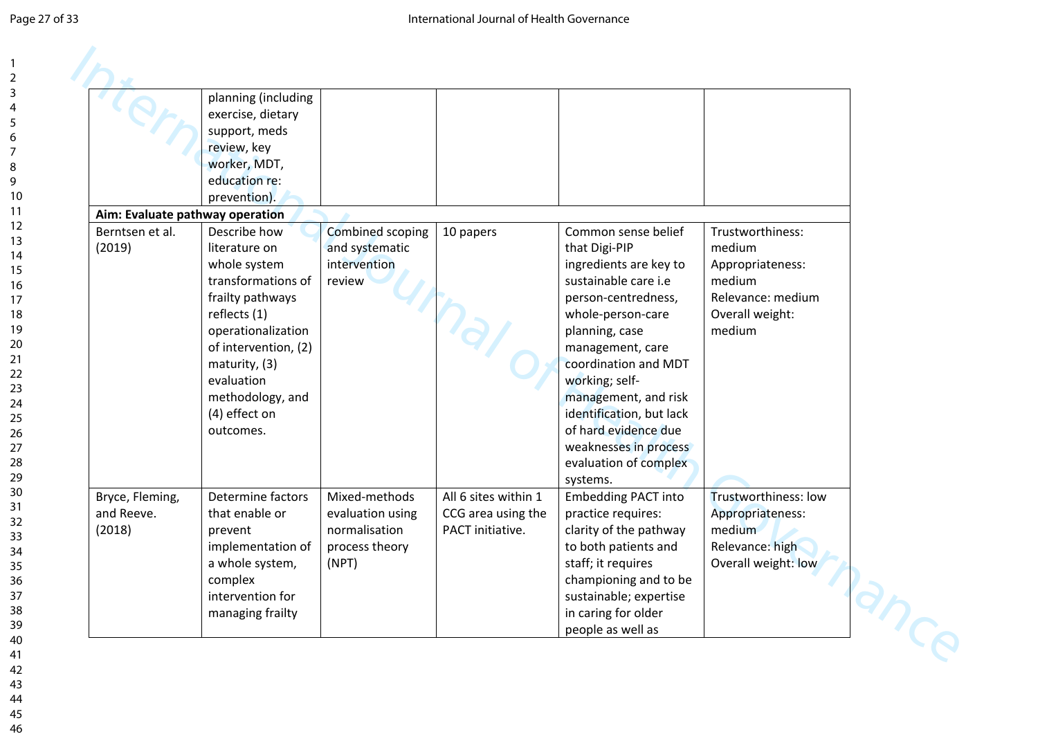| | | | | | |
|---|---|---|---|---|---|
| | planning (including exercise, dietary support, meds review, key worker, MDT, education re: prevention). | | | | |
| **Aim: Evaluate pathway operation** | | | | | |
| Berntsen et al. (2019) | Describe how literature on whole system transformations of frailty pathways reflects (1) operationalization of intervention, (2) maturity, (3) evaluation methodology, and (4) effect on outcomes. | Combined scoping and systematic intervention review | 10 papers | Common sense belief that Digi-PIP ingredients are key to sustainable care i.e person-centredness, whole-person-care planning, case management, care coordination and MDT working; self-management, and risk identification, but lack of hard evidence due weaknesses in process evaluation of complex systems. | Trustworthiness: medium<br>Appropriateness: medium<br>Relevance: medium<br>Overall weight: medium |
| Bryce, Fleming, and Reeve. (2018) | Determine factors that enable or prevent implementation of a whole system, complex intervention for managing frailty | Mixed-methods evaluation using normalisation process theory (NPT) | All 6 sites within 1 CCG area using the PACT initiative. | Embedding PACT into practice requires: clarity of the pathway to both patients and staff; it requires championing and to be sustainable; expertise in caring for older people as well as | Trustworthiness: low<br>Appropriateness: medium<br>Relevance: high<br>Overall weight: low |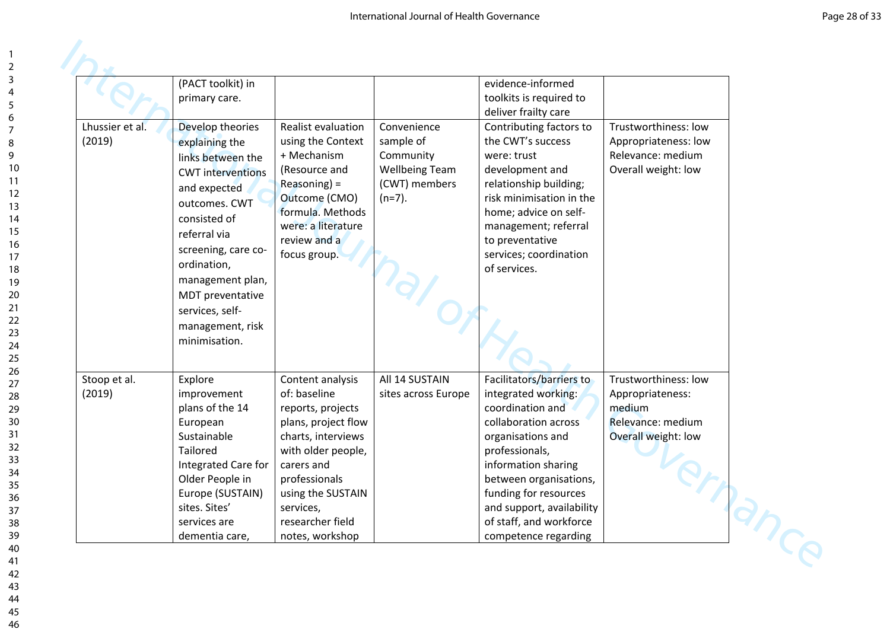| | (PACT toolkit) in primary care. | | | evidence-informed toolkits is required to deliver frailty care | |
|---|---|---|---|---|---|
| Lhussier et al. (2019) | Develop theories explaining the links between the CWT interventions and expected outcomes. CWT consisted of referral via screening, care co-ordination, management plan, MDT preventative services, self-management, risk minimisation. | Realist evaluation using the Context + Mechanism (Resource and Reasoning) = Outcome (CMO) formula. Methods were: a literature review and a focus group. | Convenience sample of Community Wellbeing Team (CWT) members (n=7). | Contributing factors to the CWT's success were: trust development and relationship building; risk minimisation in the home; advice on self-management; referral to preventative services; coordination of services. | Trustworthiness: low Appropriateness: low Relevance: medium Overall weight: low |
| Stoop et al. (2019) | Explore improvement plans of the 14 European Sustainable Tailored Integrated Care for Older People in Europe (SUSTAIN) sites. Sites' services are dementia care, | Content analysis of: baseline reports, projects plans, project flow charts, interviews with older people, carers and professionals using the SUSTAIN services, researcher field notes, workshop | All 14 SUSTAIN sites across Europe | Facilitators/barriers to integrated working: coordination and collaboration across organisations and professionals, information sharing between organisations, funding for resources and support, availability of staff, and workforce competence regarding | Trustworthiness: low Appropriateness: medium Relevance: medium Overall weight: low |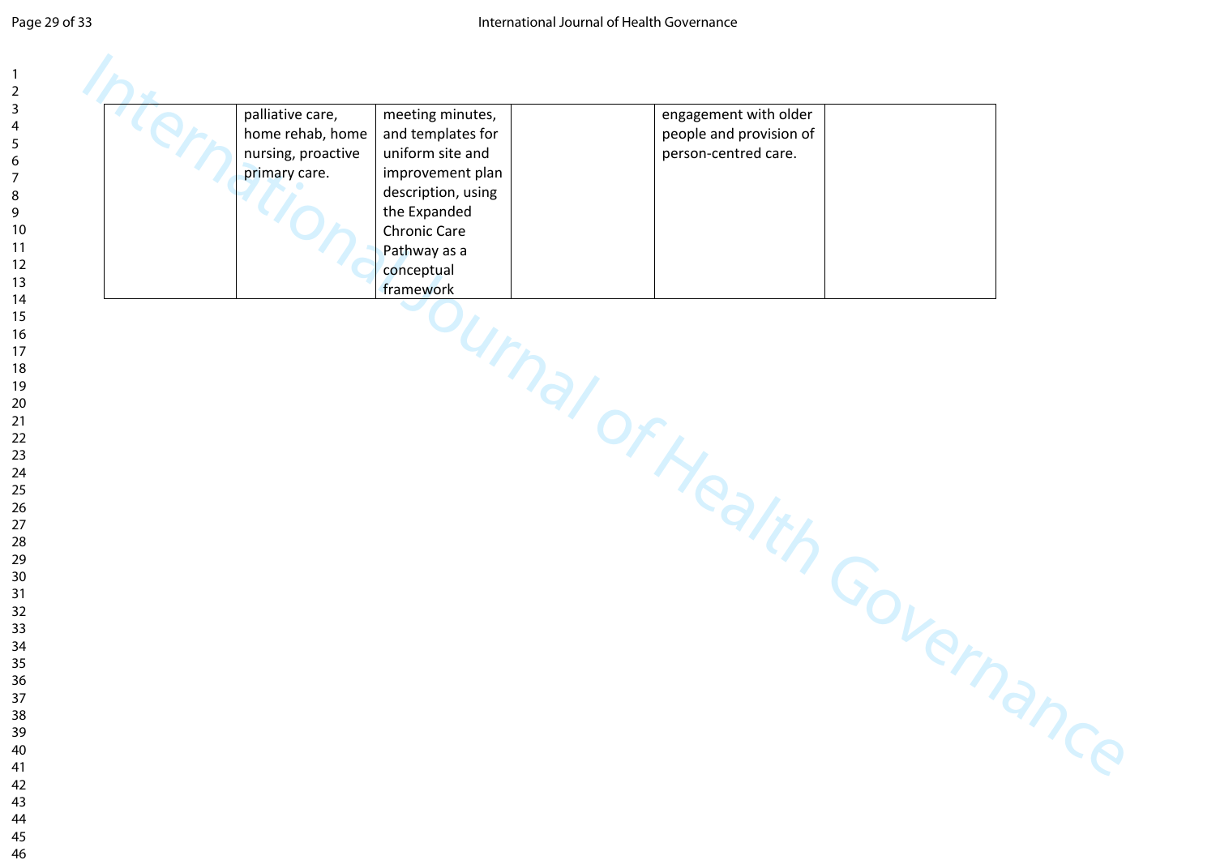|  |  |  |  |  |  |
|---|---|---|---|---|---|
|  | palliative care, home rehab, home nursing, proactive primary care. | meeting minutes, and templates for uniform site and improvement plan description, using the Expanded Chronic Care Pathway as a conceptual framework |  | engagement with older people and provision of person-centred care. |  |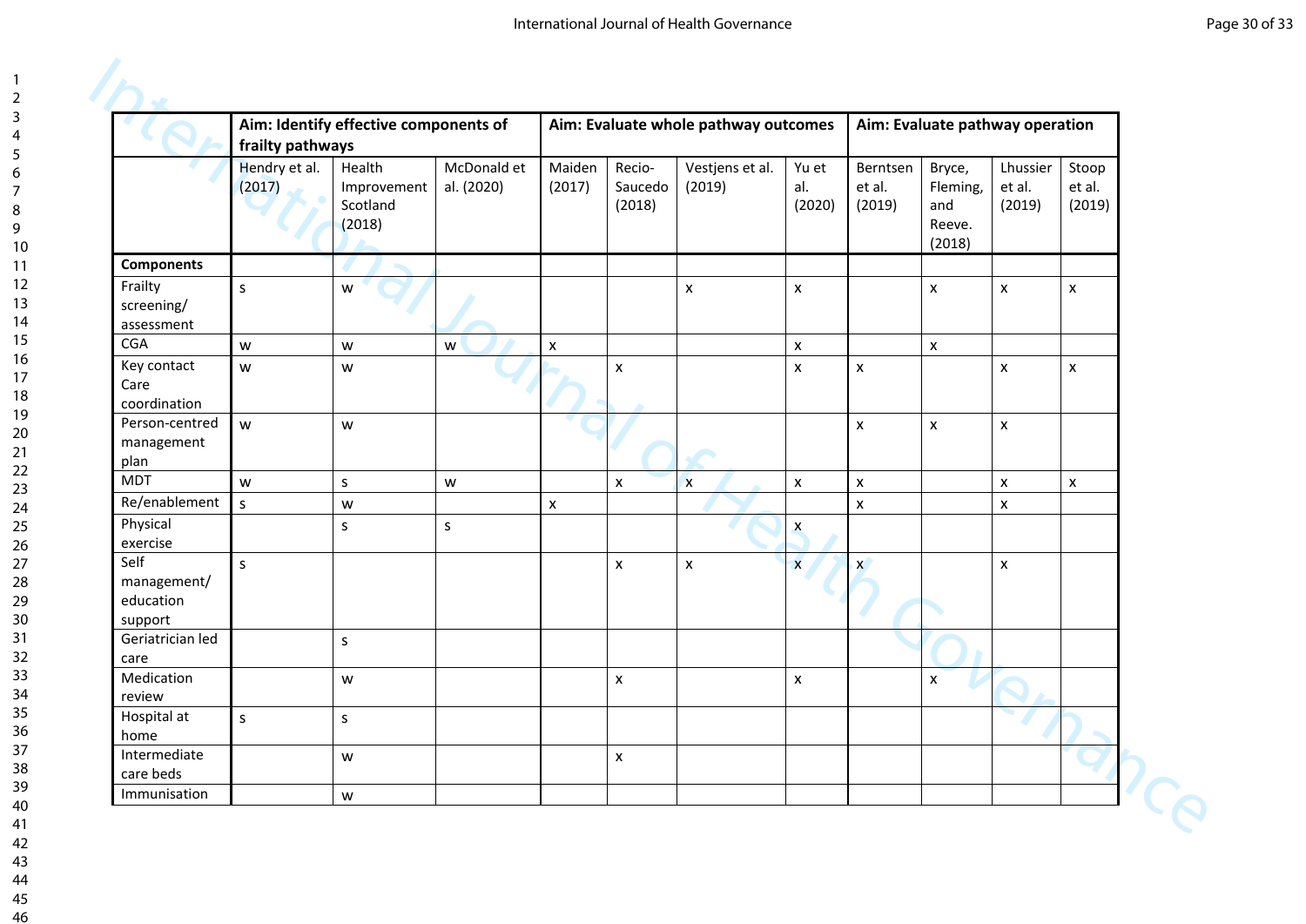| | Aim: Identify effective components of frailty pathways | | | Aim: Evaluate whole pathway outcomes | | | | Aim: Evaluate pathway operation | | | |
|---|---|---|---|---|---|---|---|---|---|---|---|
| | Hendry et al. (2017) | Health Improvement Scotland (2018) | McDonald et al. (2020) | Maiden (2017) | Recio-Saucedo (2018) | Vestjens et al. (2019) | Yu et al. (2020) | Berntsen et al. (2019) | Bryce, Fleming, and Reeve. (2018) | Lhussier et al. (2019) | Stoop et al. (2019) |
| **Components** | | | | | | | | | | | |
| Frailty screening/ assessment | s | w | | | | x | x | | x | x | x |
| CGA | w | w | w | x | | | x | | x | | |
| Key contact Care coordination | w | w | | | x | | x | x | | x | x |
| Person-centred management plan | w | w | | | | | | x | x | x | |
| MDT | w | s | w | | x | x | x | x | | x | x |
| Re/enablement | s | w | | x | | | | x | | x | |
| Physical exercise | | s | s | | | | x | | | | |
| Self management/ education support | s | | | | x | x | x | x | | x | |
| Geriatrician led care | | s | | | | | | | | | |
| Medication review | | w | | | x | | x | | x | | |
| Hospital at home | s | s | | | | | | | | | |
| Intermediate care beds | | w | | | x | | | | | | |
| Immunisation | | w | | | | | | | | | |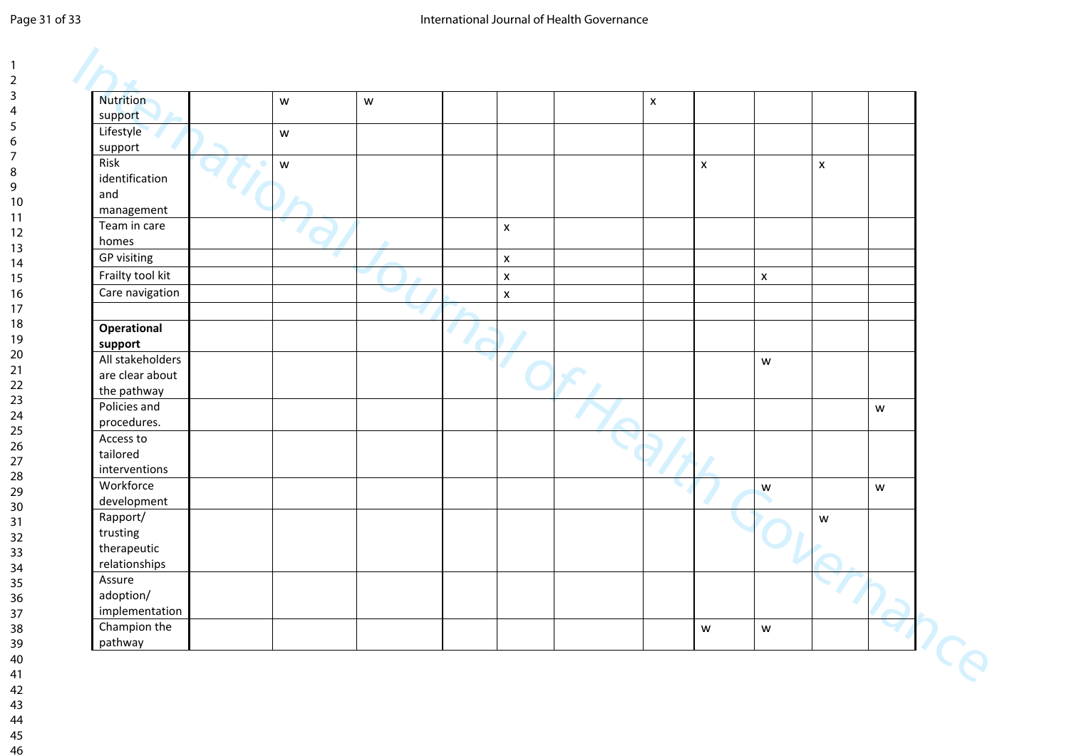| | | | | | | | | | | | |
|---|---|---|---|---|---|---|---|---|---|---|---|
| Nutrition support | | w | w | | | | x | | | | |
| Lifestyle support | | w | | | | | | | | | |
| Risk identification and management | | w | | | | | | x | | x | |
| Team in care homes | | | | | x | | | | | | |
| GP visiting | | | | | x | | | | | | |
| Frailty tool kit | | | | | x | | | | x | | |
| Care navigation | | | | | x | | | | | | |
| | | | | | | | | | | | |
| **Operational support** | | | | | | | | | | | |
| All stakeholders are clear about the pathway | | | | | | | | | w | | |
| Policies and procedures. | | | | | | | | | | | w |
| Access to tailored interventions | | | | | | | | | | | |
| Workforce development | | | | | | | | | w | | w |
| Rapport/ trusting therapeutic relationships | | | | | | | | | | w | |
| Assure adoption/ implementation | | | | | | | | | | | |
| Champion the pathway | | | | | | | | w | w | | |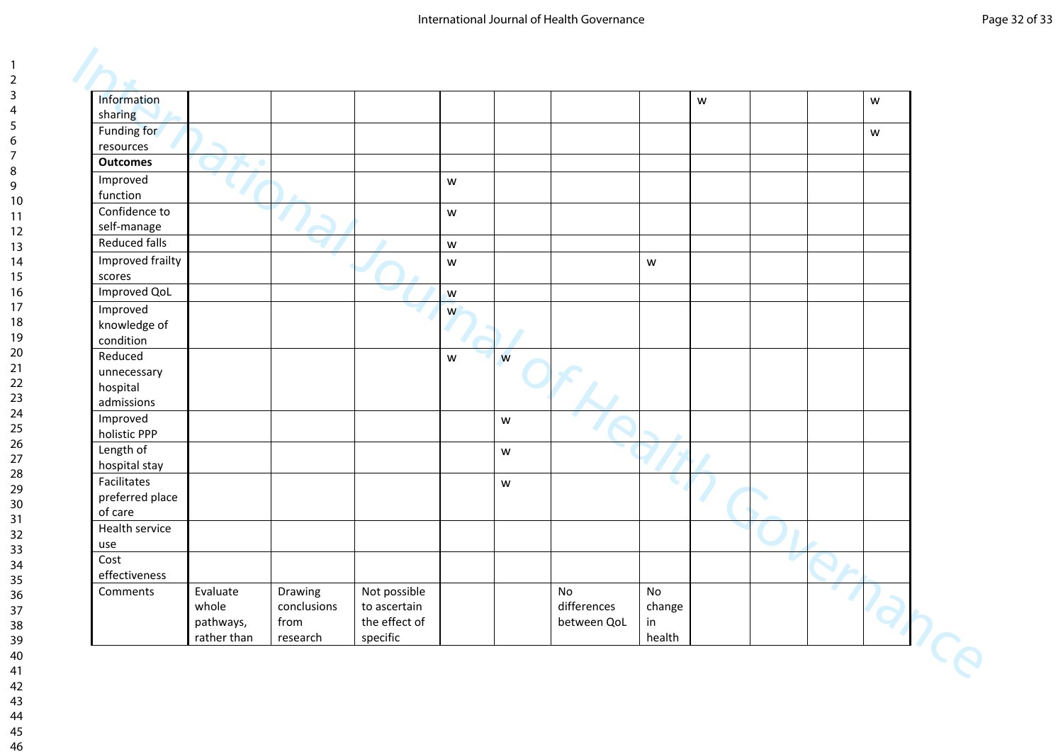| Information sharing | | | | | | | | w | | | w |
|---|---|---|---|---|---|---|---|---|---|---|---|
| Funding for resources | | | | | | | | | | | w |
| **Outcomes** | | | | | | | | | | | |
| Improved function | | | | w | | | | | | | |
| Confidence to self-manage | | | | w | | | | | | | |
| Reduced falls | | | | w | | | | | | | |
| Improved frailty scores | | | | w | | | w | | | | |
| Improved QoL | | | | w | | | | | | | |
| Improved knowledge of condition | | | | w | | | | | | | |
| Reduced unnecessary hospital admissions | | | | w | w | | | | | | |
| Improved holistic PPP | | | | | w | | | | | | |
| Length of hospital stay | | | | | w | | | | | | |
| Facilitates preferred place of care | | | | | w | | | | | | |
| Health service use | | | | | | | | | | | |
| Cost effectiveness | | | | | | | | | | | |
| Comments | Evaluate whole pathways, rather than | Drawing conclusions from research | Not possible to ascertain the effect of specific | | | No differences between QoL | No change in health | | | | |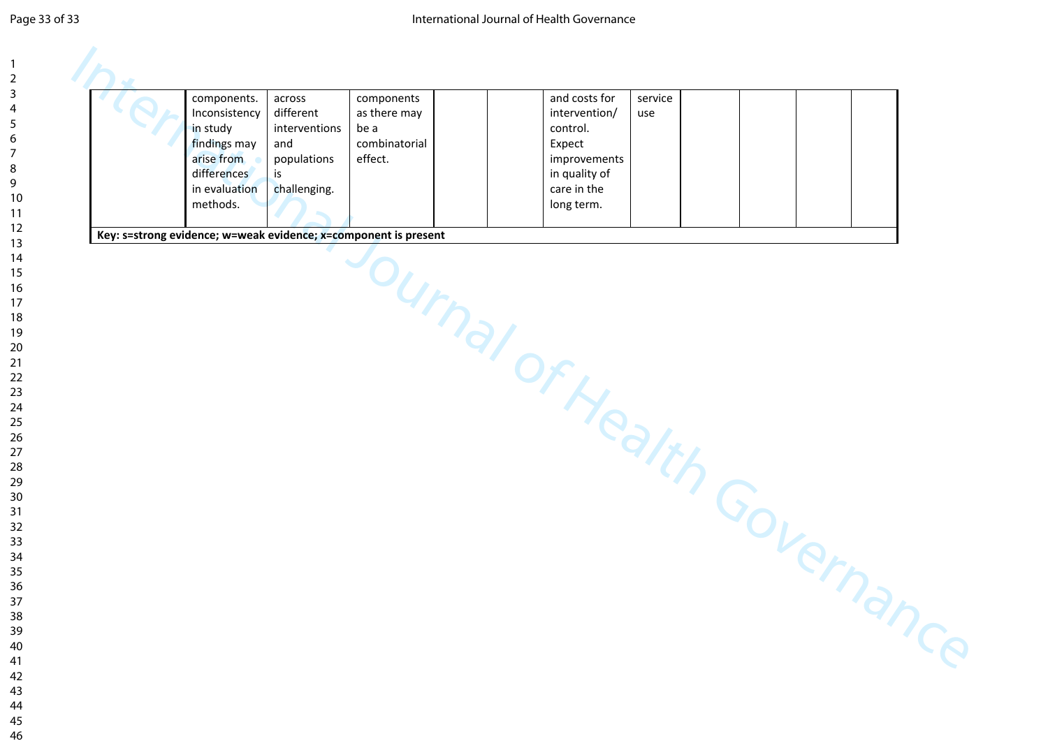| | | | | | | | | | | | |
|---|---|---|---|---|---|---|---|---|---|---|---|
| | components. Inconsistency in study findings may arise from differences in evaluation methods. | across different interventions and populations is challenging. | components as there may be a combinatorial effect. | | | and costs for intervention/ control. Expect improvements in quality of care in the long term. | service use | | | | |
| **Key: s=strong evidence; w=weak evidence; x=component is present** | | | | | | | | | | | |